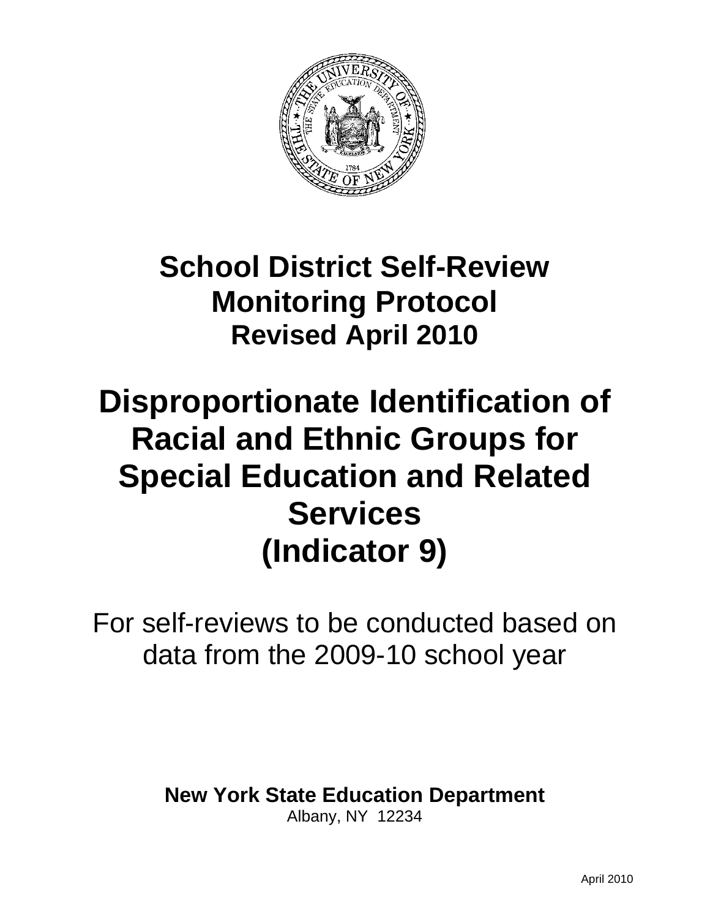# School District Self-Review Monitoring Protocol
## Revised April 2010

# Disproportionate Identification of Racial and Ethnic Groups for Special Education and Related Services (Indicator 9)

For self-reviews to be conducted based on data from the 2009-10 school year

**New York State Education Department**
Albany, NY 12234

April 2010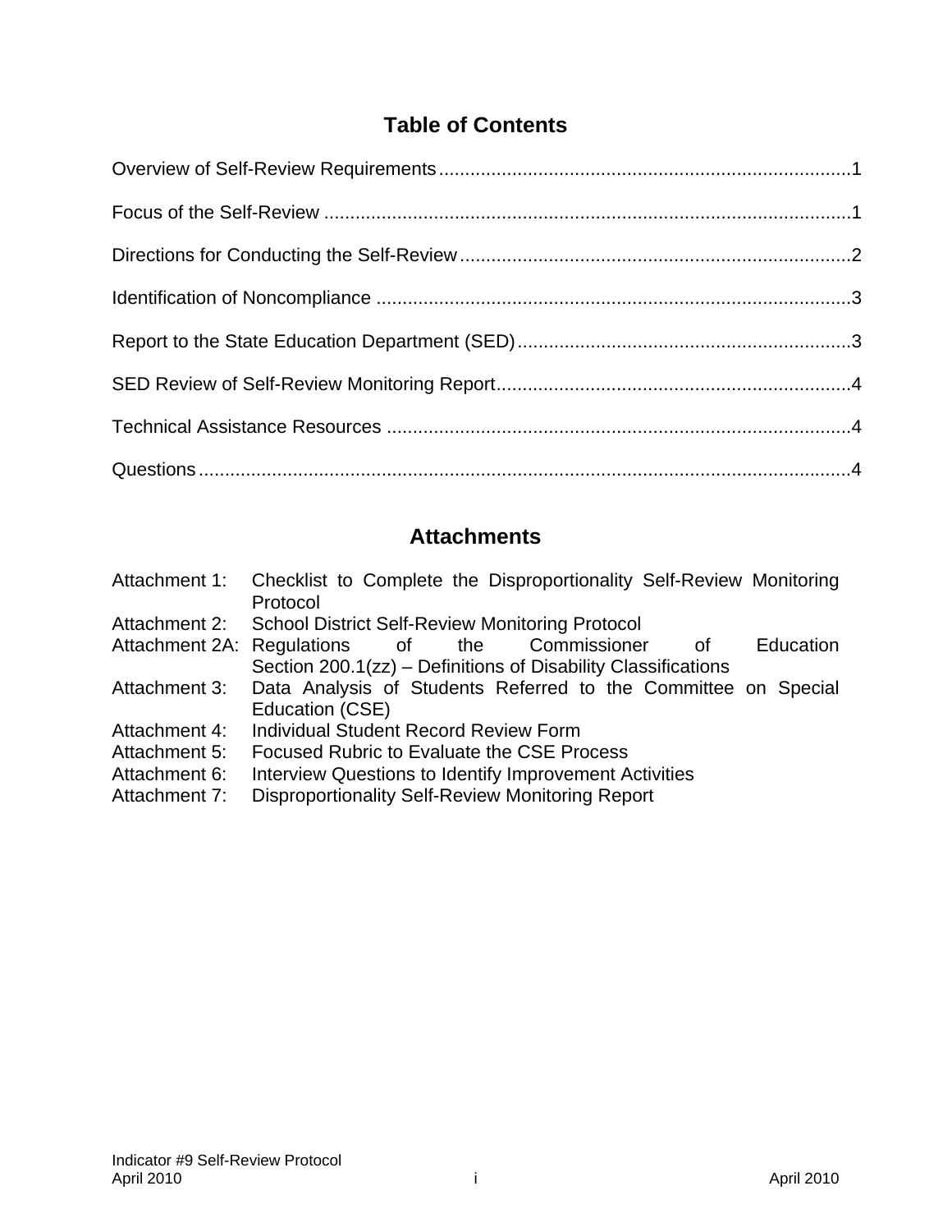## Table of Contents

Overview of Self-Review Requirements ........................................................................ 1

Focus of the Self-Review ............................................................................................. 1

Directions for Conducting the Self-Review ................................................................... 2

Identification of Noncompliance .................................................................................. 3

Report to the State Education Department (SED) ......................................................... 3

SED Review of Self-Review Monitoring Report ............................................................. 4

Technical Assistance Resources ................................................................................. 4

Questions .................................................................................................................... 4

## Attachments

Attachment 1: Checklist to Complete the Disproportionality Self-Review Monitoring Protocol
Attachment 2: School District Self-Review Monitoring Protocol
Attachment 2A: Regulations of the Commissioner of Education Section 200.1(zz) – Definitions of Disability Classifications
Attachment 3: Data Analysis of Students Referred to the Committee on Special Education (CSE)
Attachment 4: Individual Student Record Review Form
Attachment 5: Focused Rubric to Evaluate the CSE Process
Attachment 6: Interview Questions to Identify Improvement Activities
Attachment 7: Disproportionality Self-Review Monitoring Report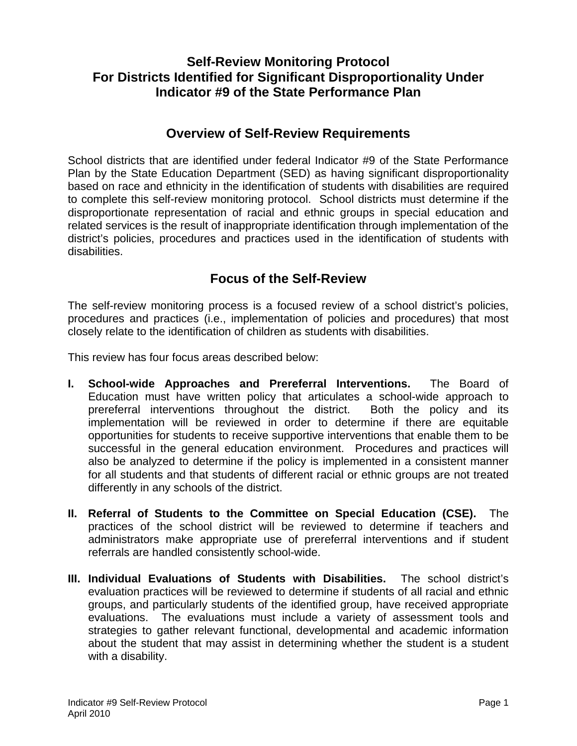# Self-Review Monitoring Protocol For Districts Identified for Significant Disproportionality Under Indicator #9 of the State Performance Plan

## Overview of Self-Review Requirements

School districts that are identified under federal Indicator #9 of the State Performance Plan by the State Education Department (SED) as having significant disproportionality based on race and ethnicity in the identification of students with disabilities are required to complete this self-review monitoring protocol. School districts must determine if the disproportionate representation of racial and ethnic groups in special education and related services is the result of inappropriate identification through implementation of the district's policies, procedures and practices used in the identification of students with disabilities.

## Focus of the Self-Review

The self-review monitoring process is a focused review of a school district's policies, procedures and practices (i.e., implementation of policies and procedures) that most closely relate to the identification of children as students with disabilities.

This review has four focus areas described below:

- **I. School-wide Approaches and Prereferral Interventions.** The Board of Education must have written policy that articulates a school-wide approach to prereferral interventions throughout the district. Both the policy and its implementation will be reviewed in order to determine if there are equitable opportunities for students to receive supportive interventions that enable them to be successful in the general education environment. Procedures and practices will also be analyzed to determine if the policy is implemented in a consistent manner for all students and that students of different racial or ethnic groups are not treated differently in any schools of the district.

- **II. Referral of Students to the Committee on Special Education (CSE).** The practices of the school district will be reviewed to determine if teachers and administrators make appropriate use of prereferral interventions and if student referrals are handled consistently school-wide.

- **III. Individual Evaluations of Students with Disabilities.** The school district's evaluation practices will be reviewed to determine if students of all racial and ethnic groups, and particularly students of the identified group, have received appropriate evaluations. The evaluations must include a variety of assessment tools and strategies to gather relevant functional, developmental and academic information about the student that may assist in determining whether the student is a student with a disability.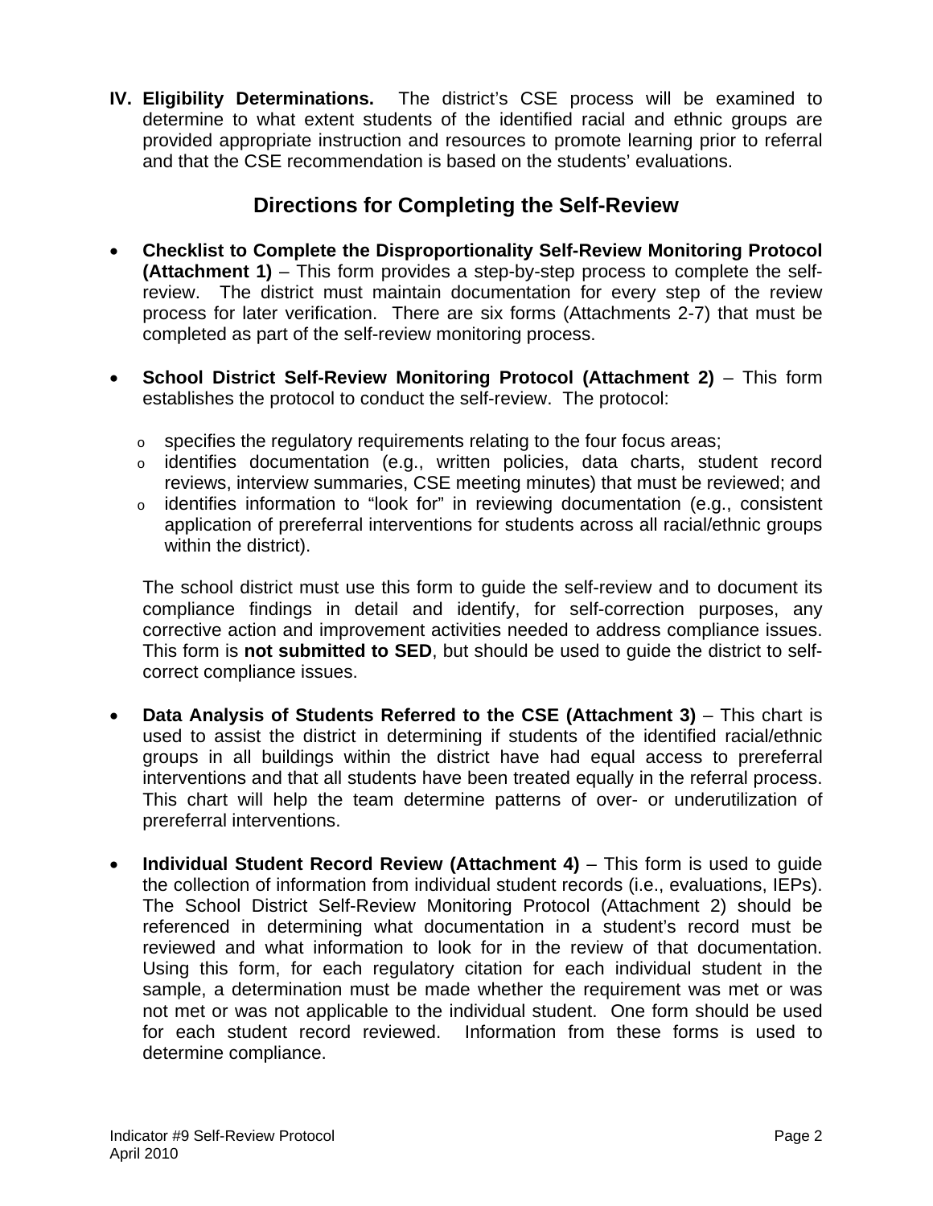**IV. Eligibility Determinations.** The district's CSE process will be examined to determine to what extent students of the identified racial and ethnic groups are provided appropriate instruction and resources to promote learning prior to referral and that the CSE recommendation is based on the students' evaluations.

## Directions for Completing the Self-Review

- **Checklist to Complete the Disproportionality Self-Review Monitoring Protocol (Attachment 1)** – This form provides a step-by-step process to complete the self-review. The district must maintain documentation for every step of the review process for later verification. There are six forms (Attachments 2-7) that must be completed as part of the self-review monitoring process.

- **School District Self-Review Monitoring Protocol (Attachment 2)** – This form establishes the protocol to conduct the self-review. The protocol:
  - specifies the regulatory requirements relating to the four focus areas;
  - identifies documentation (e.g., written policies, data charts, student record reviews, interview summaries, CSE meeting minutes) that must be reviewed; and
  - identifies information to "look for" in reviewing documentation (e.g., consistent application of prereferral interventions for students across all racial/ethnic groups within the district).

  The school district must use this form to guide the self-review and to document its compliance findings in detail and identify, for self-correction purposes, any corrective action and improvement activities needed to address compliance issues. This form is **not submitted to SED**, but should be used to guide the district to self-correct compliance issues.

- **Data Analysis of Students Referred to the CSE (Attachment 3)** – This chart is used to assist the district in determining if students of the identified racial/ethnic groups in all buildings within the district have had equal access to prereferral interventions and that all students have been treated equally in the referral process. This chart will help the team determine patterns of over- or underutilization of prereferral interventions.

- **Individual Student Record Review (Attachment 4)** – This form is used to guide the collection of information from individual student records (i.e., evaluations, IEPs). The School District Self-Review Monitoring Protocol (Attachment 2) should be referenced in determining what documentation in a student's record must be reviewed and what information to look for in the review of that documentation. Using this form, for each regulatory citation for each individual student in the sample, a determination must be made whether the requirement was met or was not met or was not applicable to the individual student. One form should be used for each student record reviewed. Information from these forms is used to determine compliance.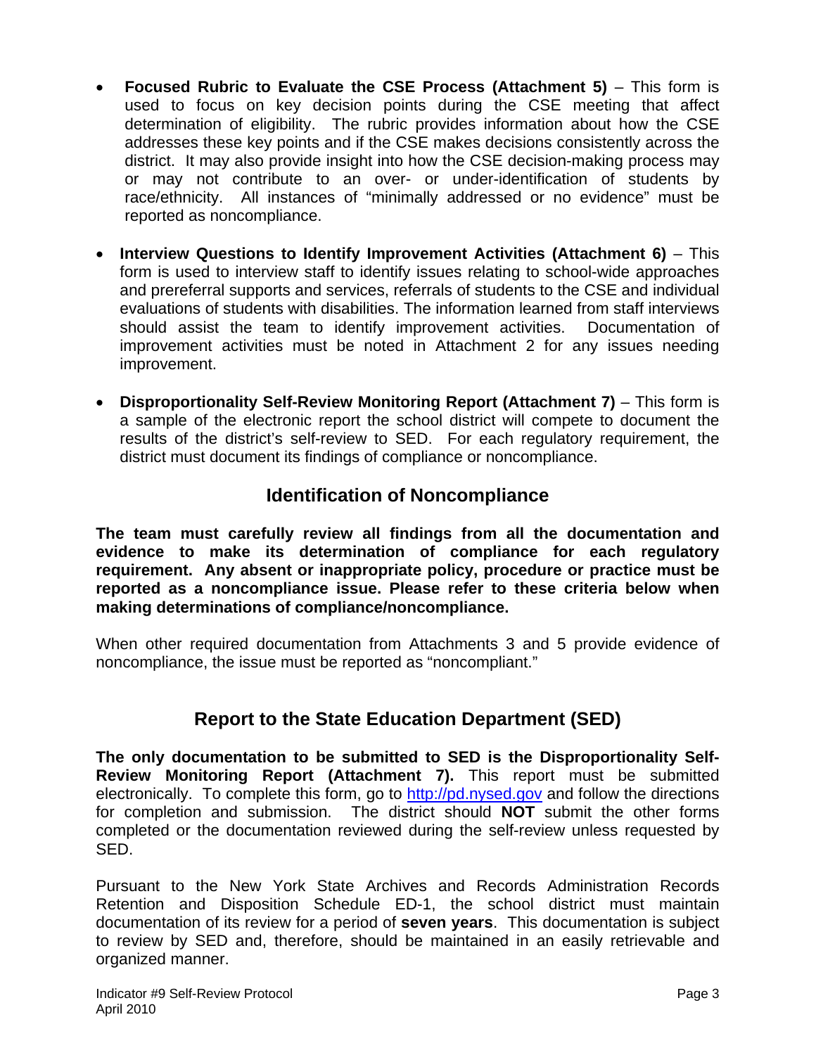- **Focused Rubric to Evaluate the CSE Process (Attachment 5)** – This form is used to focus on key decision points during the CSE meeting that affect determination of eligibility. The rubric provides information about how the CSE addresses these key points and if the CSE makes decisions consistently across the district. It may also provide insight into how the CSE decision-making process may or may not contribute to an over- or under-identification of students by race/ethnicity. All instances of "minimally addressed or no evidence" must be reported as noncompliance.

- **Interview Questions to Identify Improvement Activities (Attachment 6)** – This form is used to interview staff to identify issues relating to school-wide approaches and prereferral supports and services, referrals of students to the CSE and individual evaluations of students with disabilities. The information learned from staff interviews should assist the team to identify improvement activities. Documentation of improvement activities must be noted in Attachment 2 for any issues needing improvement.

- **Disproportionality Self-Review Monitoring Report (Attachment 7)** – This form is a sample of the electronic report the school district will compete to document the results of the district's self-review to SED. For each regulatory requirement, the district must document its findings of compliance or noncompliance.

## Identification of Noncompliance

**The team must carefully review all findings from all the documentation and evidence to make its determination of compliance for each regulatory requirement. Any absent or inappropriate policy, procedure or practice must be reported as a noncompliance issue. Please refer to these criteria below when making determinations of compliance/noncompliance.**

When other required documentation from Attachments 3 and 5 provide evidence of noncompliance, the issue must be reported as "noncompliant."

## Report to the State Education Department (SED)

**The only documentation to be submitted to SED is the Disproportionality Self-Review Monitoring Report (Attachment 7).** This report must be submitted electronically. To complete this form, go to http://pd.nysed.gov and follow the directions for completion and submission. The district should **NOT** submit the other forms completed or the documentation reviewed during the self-review unless requested by SED.

Pursuant to the New York State Archives and Records Administration Records Retention and Disposition Schedule ED-1, the school district must maintain documentation of its review for a period of **seven years**. This documentation is subject to review by SED and, therefore, should be maintained in an easily retrievable and organized manner.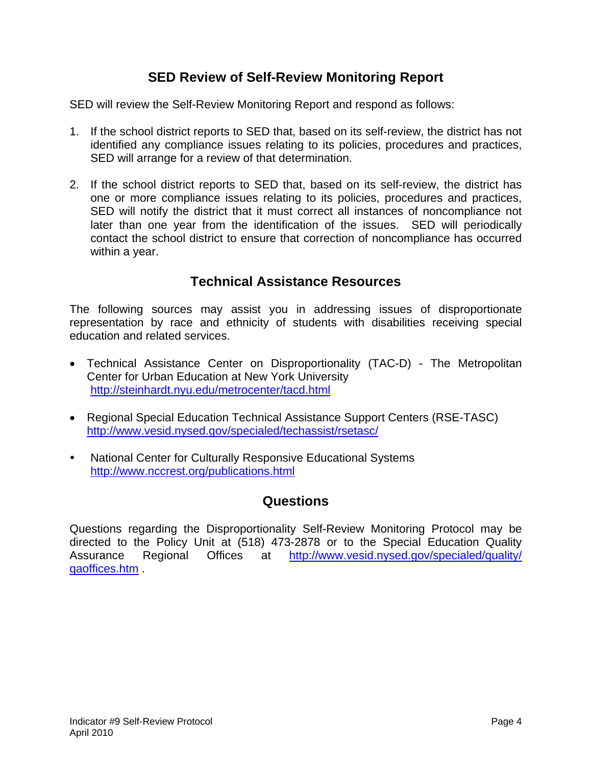## SED Review of Self-Review Monitoring Report

SED will review the Self-Review Monitoring Report and respond as follows:

1. If the school district reports to SED that, based on its self-review, the district has not identified any compliance issues relating to its policies, procedures and practices, SED will arrange for a review of that determination.

2. If the school district reports to SED that, based on its self-review, the district has one or more compliance issues relating to its policies, procedures and practices, SED will notify the district that it must correct all instances of noncompliance not later than one year from the identification of the issues. SED will periodically contact the school district to ensure that correction of noncompliance has occurred within a year.

## Technical Assistance Resources

The following sources may assist you in addressing issues of disproportionate representation by race and ethnicity of students with disabilities receiving special education and related services.

- Technical Assistance Center on Disproportionality (TAC-D) - The Metropolitan Center for Urban Education at New York University
  http://steinhardt.nyu.edu/metrocenter/tacd.html

- Regional Special Education Technical Assistance Support Centers (RSE-TASC)
  http://www.vesid.nysed.gov/specialed/techassist/rsetasc/

- National Center for Culturally Responsive Educational Systems
  http://www.nccrest.org/publications.html

## Questions

Questions regarding the Disproportionality Self-Review Monitoring Protocol may be directed to the Policy Unit at (518) 473-2878 or to the Special Education Quality Assurance Regional Offices at http://www.vesid.nysed.gov/specialed/quality/qaoffices.htm .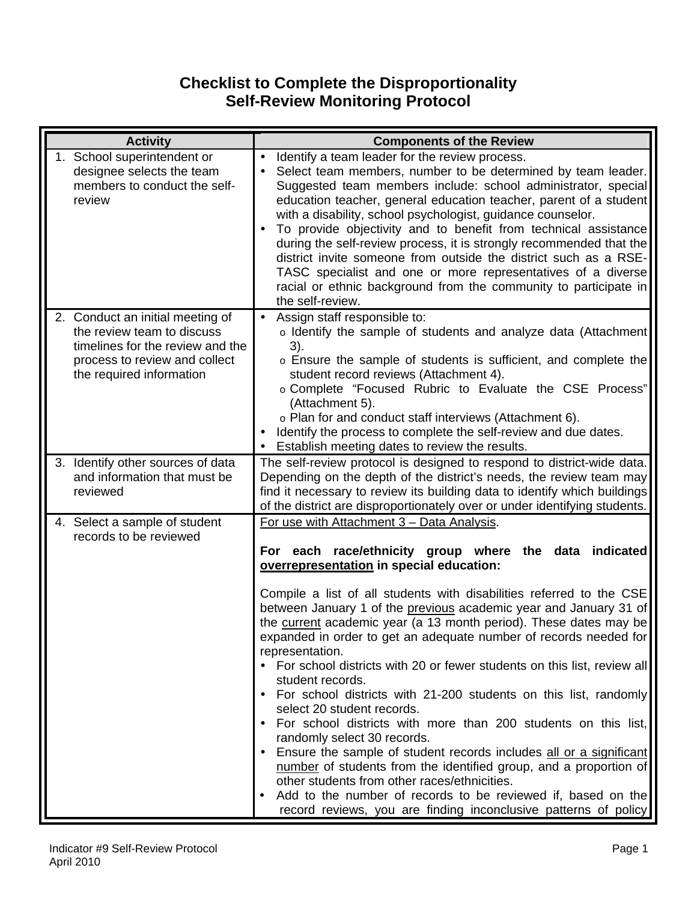# Checklist to Complete the Disproportionality Self-Review Monitoring Protocol

| Activity | Components of the Review |
| --- | --- |
| 1. School superintendent or designee selects the team members to conduct the self-review | • Identify a team leader for the review process.<br>• Select team members, number to be determined by team leader. Suggested team members include: school administrator, special education teacher, general education teacher, parent of a student with a disability, school psychologist, guidance counselor.<br>• To provide objectivity and to benefit from technical assistance during the self-review process, it is strongly recommended that the district invite someone from outside the district such as a RSE-TASC specialist and one or more representatives of a diverse racial or ethnic background from the community to participate in the self-review. |
| 2. Conduct an initial meeting of the review team to discuss timelines for the review and the process to review and collect the required information | • Assign staff responsible to:<br>o Identify the sample of students and analyze data (Attachment 3).<br>o Ensure the sample of students is sufficient, and complete the student record reviews (Attachment 4).<br>o Complete "Focused Rubric to Evaluate the CSE Process" (Attachment 5).<br>o Plan for and conduct staff interviews (Attachment 6).<br>• Identify the process to complete the self-review and due dates.<br>• Establish meeting dates to review the results. |
| 3. Identify other sources of data and information that must be reviewed | The self-review protocol is designed to respond to district-wide data. Depending on the depth of the district's needs, the review team may find it necessary to review its building data to identify which buildings of the district are disproportionately over or under identifying students. |
| 4. Select a sample of student records to be reviewed | <u>For use with Attachment 3 – Data Analysis</u>.<br><br>**For each race/ethnicity group where the data indicated <u>overrepresentation</u> in special education:**<br><br>Compile a list of all students with disabilities referred to the CSE between January 1 of the <u>previous</u> academic year and January 31 of the <u>current</u> academic year (a 13 month period). These dates may be expanded in order to get an adequate number of records needed for representation.<br>• For school districts with 20 or fewer students on this list, review all student records.<br>• For school districts with 21-200 students on this list, randomly select 20 student records.<br>• For school districts with more than 200 students on this list, randomly select 30 records.<br>• Ensure the sample of student records includes <u>all or a significant number</u> of students from the identified group, and a proportion of other students from other races/ethnicities.<br>• Add to the number of records to be reviewed if, based on the record reviews, you are finding inconclusive patterns of policy |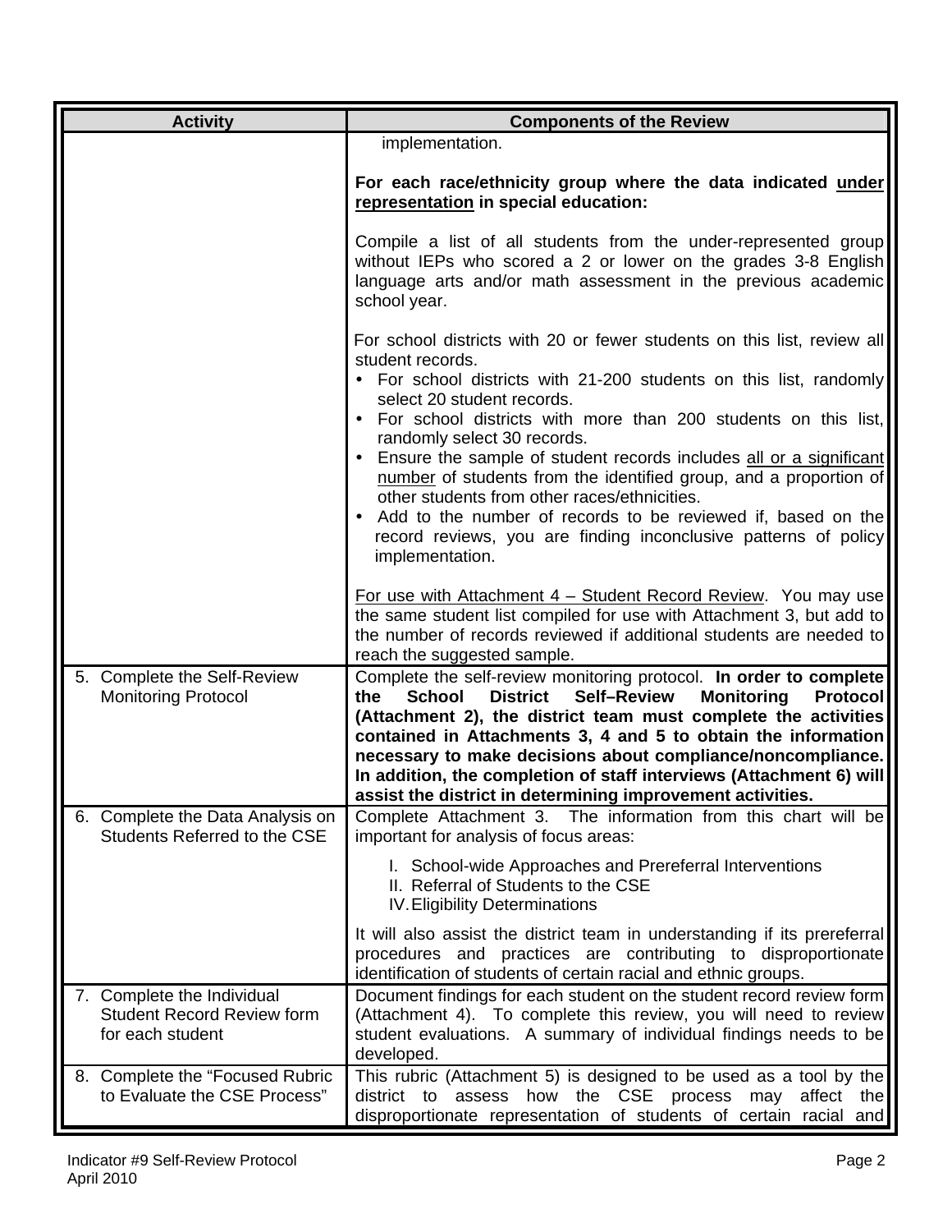| Activity | Components of the Review |
| --- | --- |
| | implementation.<br><br>**For each race/ethnicity group where the data indicated <u>under representation</u> in special education:**<br><br>Compile a list of all students from the under-represented group without IEPs who scored a 2 or lower on the grades 3-8 English language arts and/or math assessment in the previous academic school year.<br><br>For school districts with 20 or fewer students on this list, review all student records.<br>• For school districts with 21-200 students on this list, randomly select 20 student records.<br>• For school districts with more than 200 students on this list, randomly select 30 records.<br>• Ensure the sample of student records includes <u>all or a significant number</u> of students from the identified group, and a proportion of other students from other races/ethnicities.<br>• Add to the number of records to be reviewed if, based on the record reviews, you are finding inconclusive patterns of policy implementation.<br><br><u>For use with Attachment 4 – Student Record Review</u>. You may use the same student list compiled for use with Attachment 3, but add to the number of records reviewed if additional students are needed to reach the suggested sample. |
| 5. Complete the Self-Review Monitoring Protocol | Complete the self-review monitoring protocol. **In order to complete the School District Self–Review Monitoring Protocol (Attachment 2), the district team must complete the activities contained in Attachments 3, 4 and 5 to obtain the information necessary to make decisions about compliance/noncompliance. In addition, the completion of staff interviews (Attachment 6) will assist the district in determining improvement activities.** |
| 6. Complete the Data Analysis on Students Referred to the CSE | Complete Attachment 3. The information from this chart will be important for analysis of focus areas:<br><br>I. School-wide Approaches and Prereferral Interventions<br>II. Referral of Students to the CSE<br>IV. Eligibility Determinations<br><br>It will also assist the district team in understanding if its prereferral procedures and practices are contributing to disproportionate identification of students of certain racial and ethnic groups. |
| 7. Complete the Individual Student Record Review form for each student | Document findings for each student on the student record review form (Attachment 4). To complete this review, you will need to review student evaluations. A summary of individual findings needs to be developed. |
| 8. Complete the "Focused Rubric to Evaluate the CSE Process" | This rubric (Attachment 5) is designed to be used as a tool by the district to assess how the CSE process may affect the disproportionate representation of students of certain racial and |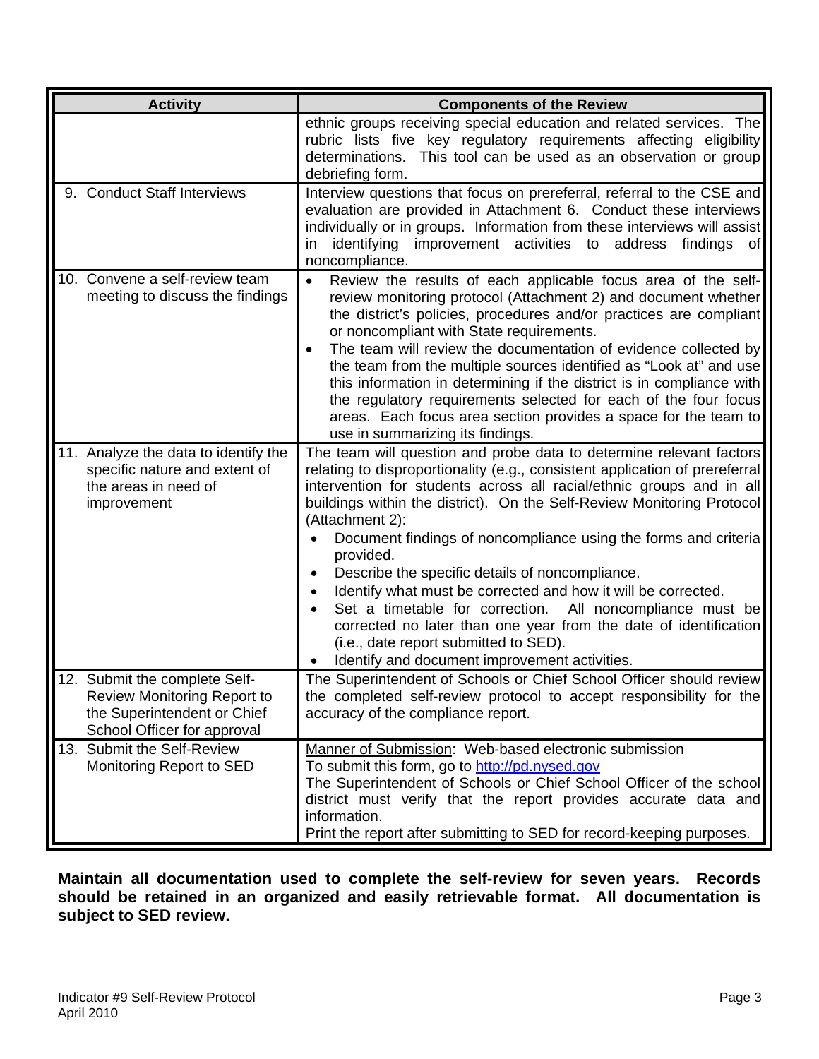| Activity | Components of the Review |
|---|---|
| | ethnic groups receiving special education and related services. The rubric lists five key regulatory requirements affecting eligibility determinations. This tool can be used as an observation or group debriefing form. |
| 9. Conduct Staff Interviews | Interview questions that focus on prereferral, referral to the CSE and evaluation are provided in Attachment 6. Conduct these interviews individually or in groups. Information from these interviews will assist in identifying improvement activities to address findings of noncompliance. |
| 10. Convene a self-review team meeting to discuss the findings | • Review the results of each applicable focus area of the self-review monitoring protocol (Attachment 2) and document whether the district's policies, procedures and/or practices are compliant or noncompliant with State requirements.<br>• The team will review the documentation of evidence collected by the team from the multiple sources identified as "Look at" and use this information in determining if the district is in compliance with the regulatory requirements selected for each of the four focus areas. Each focus area section provides a space for the team to use in summarizing its findings. |
| 11. Analyze the data to identify the specific nature and extent of the areas in need of improvement | The team will question and probe data to determine relevant factors relating to disproportionality (e.g., consistent application of prereferral intervention for students across all racial/ethnic groups and in all buildings within the district). On the Self-Review Monitoring Protocol (Attachment 2):<br>• Document findings of noncompliance using the forms and criteria provided.<br>• Describe the specific details of noncompliance.<br>• Identify what must be corrected and how it will be corrected.<br>• Set a timetable for correction. All noncompliance must be corrected no later than one year from the date of identification (i.e., date report submitted to SED).<br>• Identify and document improvement activities. |
| 12. Submit the complete Self-Review Monitoring Report to the Superintendent or Chief School Officer for approval | The Superintendent of Schools or Chief School Officer should review the completed self-review protocol to accept responsibility for the accuracy of the compliance report. |
| 13. Submit the Self-Review Monitoring Report to SED | Manner of Submission: Web-based electronic submission<br>To submit this form, go to http://pd.nysed.gov<br>The Superintendent of Schools or Chief School Officer of the school district must verify that the report provides accurate data and information.<br>Print the report after submitting to SED for record-keeping purposes. |

**Maintain all documentation used to complete the self-review for seven years. Records should be retained in an organized and easily retrievable format. All documentation is subject to SED review.**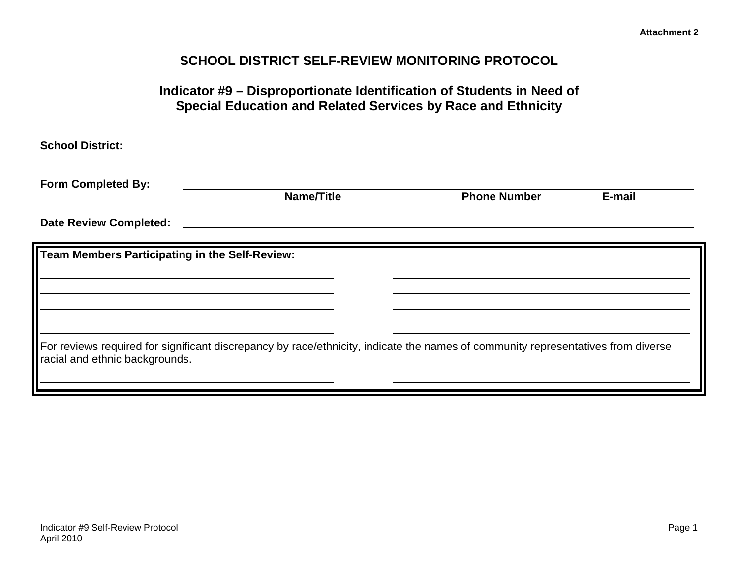Attachment 2

# SCHOOL DISTRICT SELF-REVIEW MONITORING PROTOCOL

## Indicator #9 – Disproportionate Identification of Students in Need of Special Education and Related Services by Race and Ethnicity

**School District:** ____________________________________________

**Form Completed By:** ____________________________________________

**Name/Title** | **Phone Number** | **E-mail**

**Date Review Completed:** ____________________________________________

**Team Members Participating in the Self-Review:**

______________________________ ______________________________

______________________________ ______________________________

______________________________ ______________________________

______________________________ ______________________________

For reviews required for significant discrepancy by race/ethnicity, indicate the names of community representatives from diverse racial and ethnic backgrounds.

______________________________ ______________________________

Indicator #9 Self-Review Protocol
April 2010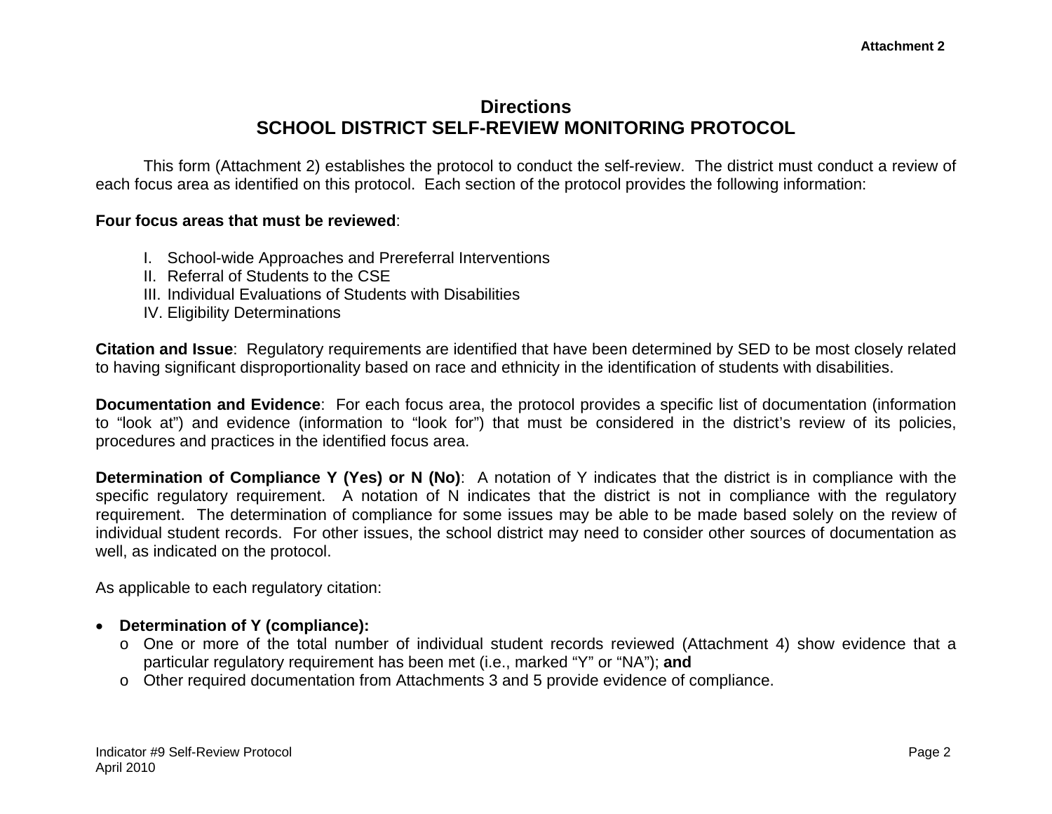Attachment 2

# Directions
# SCHOOL DISTRICT SELF-REVIEW MONITORING PROTOCOL

This form (Attachment 2) establishes the protocol to conduct the self-review. The district must conduct a review of each focus area as identified on this protocol. Each section of the protocol provides the following information:

**Four focus areas that must be reviewed**:

I. School-wide Approaches and Prereferral Interventions
II. Referral of Students to the CSE
III. Individual Evaluations of Students with Disabilities
IV. Eligibility Determinations

**Citation and Issue**: Regulatory requirements are identified that have been determined by SED to be most closely related to having significant disproportionality based on race and ethnicity in the identification of students with disabilities.

**Documentation and Evidence**: For each focus area, the protocol provides a specific list of documentation (information to "look at") and evidence (information to "look for") that must be considered in the district's review of its policies, procedures and practices in the identified focus area.

**Determination of Compliance Y (Yes) or N (No)**: A notation of Y indicates that the district is in compliance with the specific regulatory requirement. A notation of N indicates that the district is not in compliance with the regulatory requirement. The determination of compliance for some issues may be able to be made based solely on the review of individual student records. For other issues, the school district may need to consider other sources of documentation as well, as indicated on the protocol.

As applicable to each regulatory citation:

- **Determination of Y (compliance):**
  - One or more of the total number of individual student records reviewed (Attachment 4) show evidence that a particular regulatory requirement has been met (i.e., marked "Y" or "NA"); **and**
  - Other required documentation from Attachments 3 and 5 provide evidence of compliance.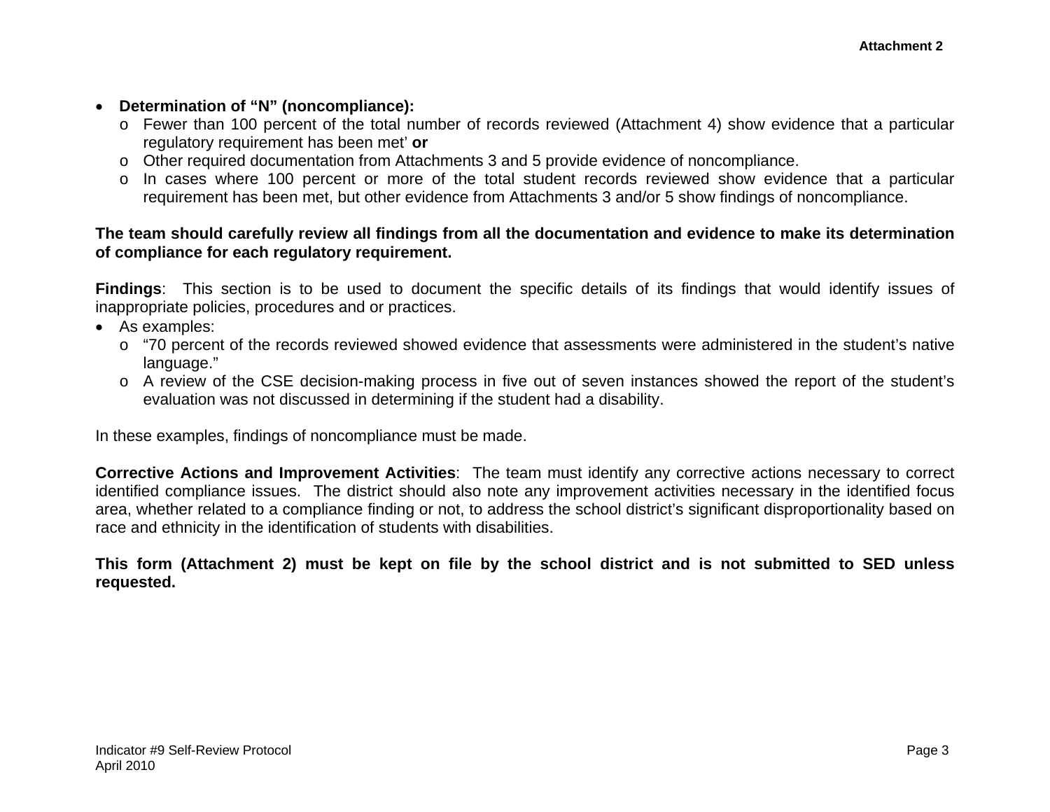- **Determination of "N" (noncompliance):**
  - Fewer than 100 percent of the total number of records reviewed (Attachment 4) show evidence that a particular regulatory requirement has been met' **or**
  - Other required documentation from Attachments 3 and 5 provide evidence of noncompliance.
  - In cases where 100 percent or more of the total student records reviewed show evidence that a particular requirement has been met, but other evidence from Attachments 3 and/or 5 show findings of noncompliance.

**The team should carefully review all findings from all the documentation and evidence to make its determination of compliance for each regulatory requirement.**

**Findings**: This section is to be used to document the specific details of its findings that would identify issues of inappropriate policies, procedures and or practices.

- As examples:
  - "70 percent of the records reviewed showed evidence that assessments were administered in the student's native language."
  - A review of the CSE decision-making process in five out of seven instances showed the report of the student's evaluation was not discussed in determining if the student had a disability.

In these examples, findings of noncompliance must be made.

**Corrective Actions and Improvement Activities**: The team must identify any corrective actions necessary to correct identified compliance issues. The district should also note any improvement activities necessary in the identified focus area, whether related to a compliance finding or not, to address the school district's significant disproportionality based on race and ethnicity in the identification of students with disabilities.

**This form (Attachment 2) must be kept on file by the school district and is not submitted to SED unless requested.**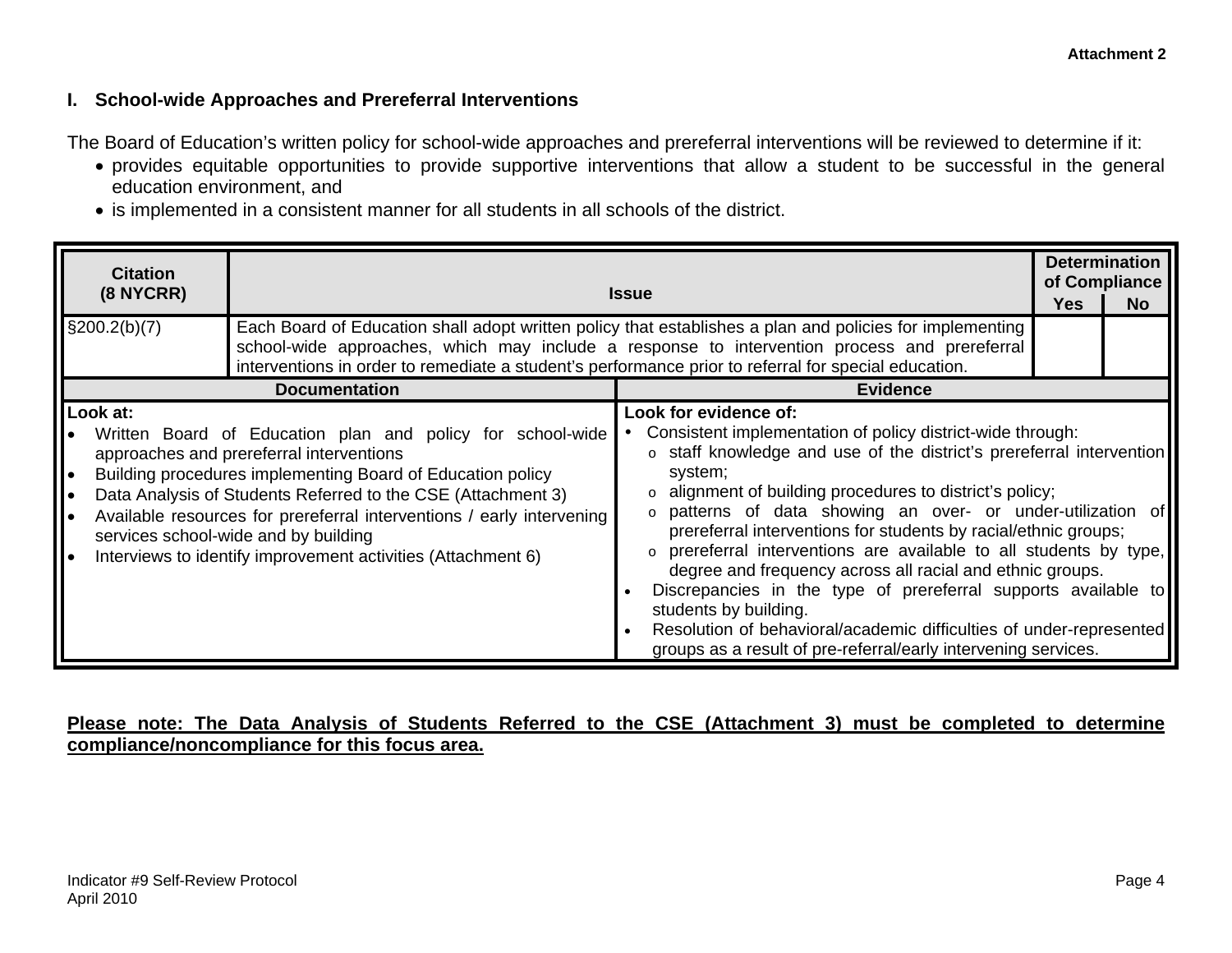**Attachment 2**

## I. School-wide Approaches and Prereferral Interventions

The Board of Education's written policy for school-wide approaches and prereferral interventions will be reviewed to determine if it:

- provides equitable opportunities to provide supportive interventions that allow a student to be successful in the general education environment, and
- is implemented in a consistent manner for all students in all schools of the district.

| Citation (8 NYCRR) | Issue | Determination of Compliance | |
|---|---|---|---|
| | | Yes | No |
| §200.2(b)(7) | Each Board of Education shall adopt written policy that establishes a plan and policies for implementing school-wide approaches, which may include a response to intervention process and prereferral interventions in order to remediate a student's performance prior to referral for special education. | | |

| Documentation | Evidence |
|---|---|
| **Look at:**<br>• Written Board of Education plan and policy for school-wide approaches and prereferral interventions<br>• Building procedures implementing Board of Education policy<br>• Data Analysis of Students Referred to the CSE (Attachment 3)<br>• Available resources for prereferral interventions / early intervening services school-wide and by building<br>• Interviews to identify improvement activities (Attachment 6) | **Look for evidence of:**<br>• Consistent implementation of policy district-wide through:<br>o staff knowledge and use of the district's prereferral intervention system;<br>o alignment of building procedures to district's policy;<br>o patterns of data showing an over- or under-utilization of prereferral interventions for students by racial/ethnic groups;<br>o prereferral interventions are available to all students by type, degree and frequency across all racial and ethnic groups.<br>• Discrepancies in the type of prereferral supports available to students by building.<br>• Resolution of behavioral/academic difficulties of under-represented groups as a result of pre-referral/early intervening services. |

**Please note: The Data Analysis of Students Referred to the CSE (Attachment 3) must be completed to determine compliance/noncompliance for this focus area.**

Indicator #9 Self-Review Protocol
April 2010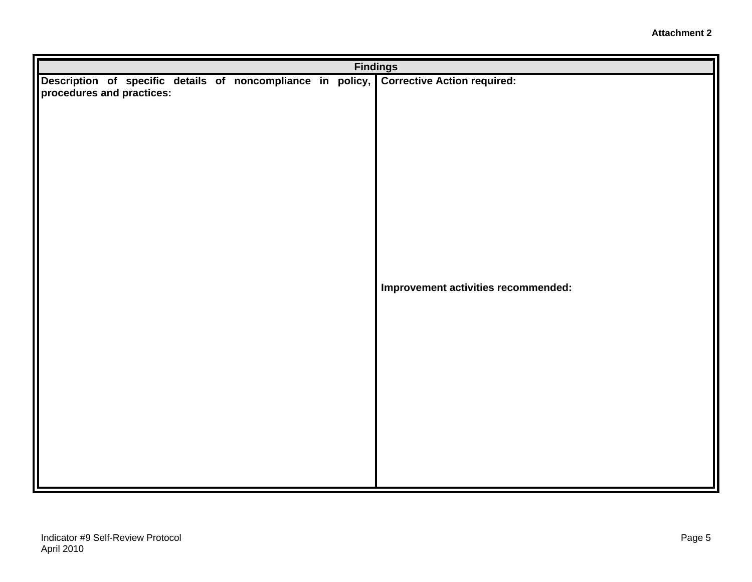**Attachment 2**

| **Findings** | |
|---|---|
| **Description of specific details of noncompliance in policy, procedures and practices:** | **Corrective Action required:**<br><br>**Improvement activities recommended:** |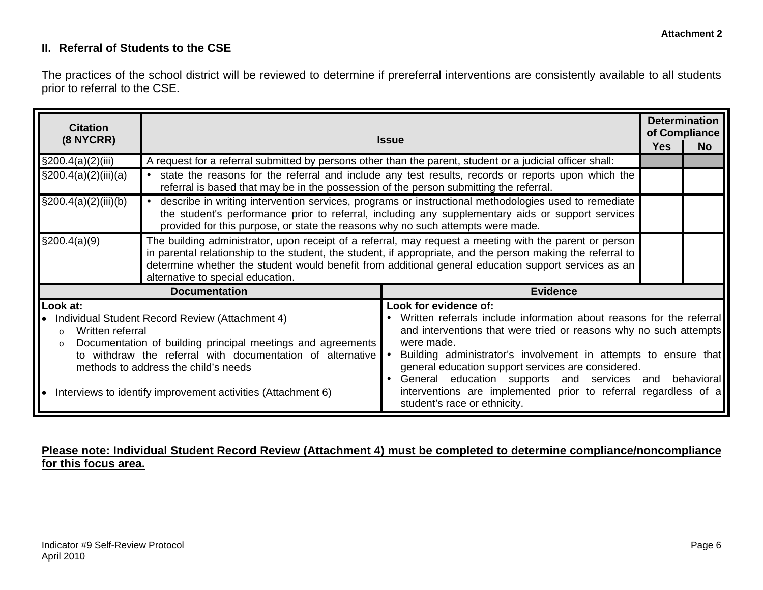Attachment 2

## II. Referral of Students to the CSE

The practices of the school district will be reviewed to determine if prereferral interventions are consistently available to all students prior to referral to the CSE.

| Citation (8 NYCRR) | Issue | Determination of Compliance | |
|---|---|---|---|
| | | Yes | No |
| §200.4(a)(2)(iii) | A request for a referral submitted by persons other than the parent, student or a judicial officer shall: | | |
| §200.4(a)(2)(iii)(a) | • state the reasons for the referral and include any test results, records or reports upon which the referral is based that may be in the possession of the person submitting the referral. | | |
| §200.4(a)(2)(iii)(b) | • describe in writing intervention services, programs or instructional methodologies used to remediate the student's performance prior to referral, including any supplementary aids or support services provided for this purpose, or state the reasons why no such attempts were made. | | |
| §200.4(a)(9) | The building administrator, upon receipt of a referral, may request a meeting with the parent or person in parental relationship to the student, the student, if appropriate, and the person making the referral to determine whether the student would benefit from additional general education support services as an alternative to special education. | | |

| Documentation | Evidence |
|---|---|
| **Look at:**<br>• Individual Student Record Review (Attachment 4)<br>  o Written referral<br>  o Documentation of building principal meetings and agreements to withdraw the referral with documentation of alternative methods to address the child's needs<br>• Interviews to identify improvement activities (Attachment 6) | **Look for evidence of:**<br>• Written referrals include information about reasons for the referral and interventions that were tried or reasons why no such attempts were made.<br>• Building administrator's involvement in attempts to ensure that general education support services are considered.<br>• General education supports and services and behavioral interventions are implemented prior to referral regardless of a student's race or ethnicity. |

**<u>Please note: Individual Student Record Review (Attachment 4) must be completed to determine compliance/noncompliance for this focus area.</u>**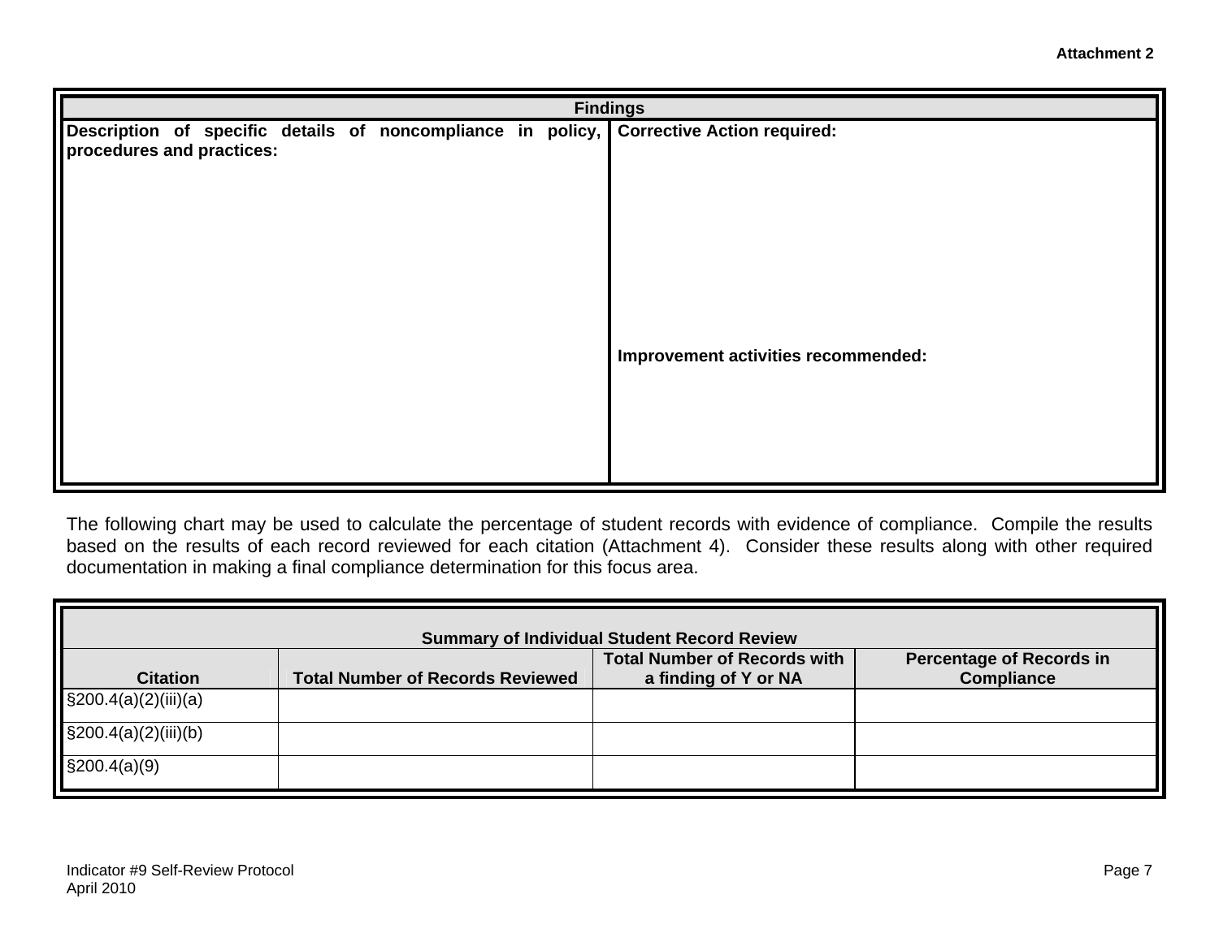**Attachment 2**

| Findings | |
|---|---|
| **Description of specific details of noncompliance in policy, procedures and practices:** | **Corrective Action required:**<br><br><br><br>**Improvement activities recommended:** |

The following chart may be used to calculate the percentage of student records with evidence of compliance. Compile the results based on the results of each record reviewed for each citation (Attachment 4). Consider these results along with other required documentation in making a final compliance determination for this focus area.

| **Summary of Individual Student Record Review** | | | |
|---|---|---|---|
| **Citation** | **Total Number of Records Reviewed** | **Total Number of Records with a finding of Y or NA** | **Percentage of Records in Compliance** |
| §200.4(a)(2)(iii)(a) | | | |
| §200.4(a)(2)(iii)(b) | | | |
| §200.4(a)(9) | | | |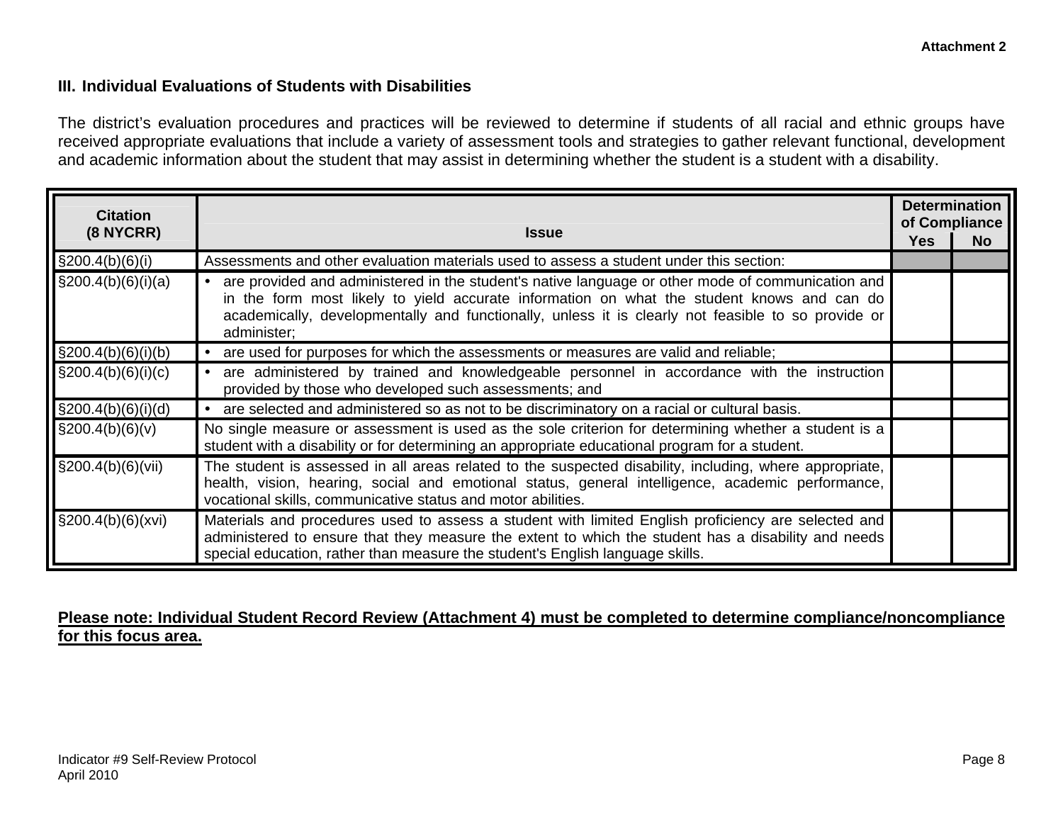Attachment 2

### III. Individual Evaluations of Students with Disabilities

The district's evaluation procedures and practices will be reviewed to determine if students of all racial and ethnic groups have received appropriate evaluations that include a variety of assessment tools and strategies to gather relevant functional, development and academic information about the student that may assist in determining whether the student is a student with a disability.

| Citation (8 NYCRR) | Issue | Determination of Compliance | |
|---|---|---|---|
| | | Yes | No |
| §200.4(b)(6)(i) | Assessments and other evaluation materials used to assess a student under this section: | | |
| §200.4(b)(6)(i)(a) | • are provided and administered in the student's native language or other mode of communication and in the form most likely to yield accurate information on what the student knows and can do academically, developmentally and functionally, unless it is clearly not feasible to so provide or administer; | | |
| §200.4(b)(6)(i)(b) | • are used for purposes for which the assessments or measures are valid and reliable; | | |
| §200.4(b)(6)(i)(c) | • are administered by trained and knowledgeable personnel in accordance with the instruction provided by those who developed such assessments; and | | |
| §200.4(b)(6)(i)(d) | • are selected and administered so as not to be discriminatory on a racial or cultural basis. | | |
| §200.4(b)(6)(v) | No single measure or assessment is used as the sole criterion for determining whether a student is a student with a disability or for determining an appropriate educational program for a student. | | |
| §200.4(b)(6)(vii) | The student is assessed in all areas related to the suspected disability, including, where appropriate, health, vision, hearing, social and emotional status, general intelligence, academic performance, vocational skills, communicative status and motor abilities. | | |
| §200.4(b)(6)(xvi) | Materials and procedures used to assess a student with limited English proficiency are selected and administered to ensure that they measure the extent to which the student has a disability and needs special education, rather than measure the student's English language skills. | | |

**Please note: Individual Student Record Review (Attachment 4) must be completed to determine compliance/noncompliance for this focus area.**

Indicator #9 Self-Review Protocol
April 2010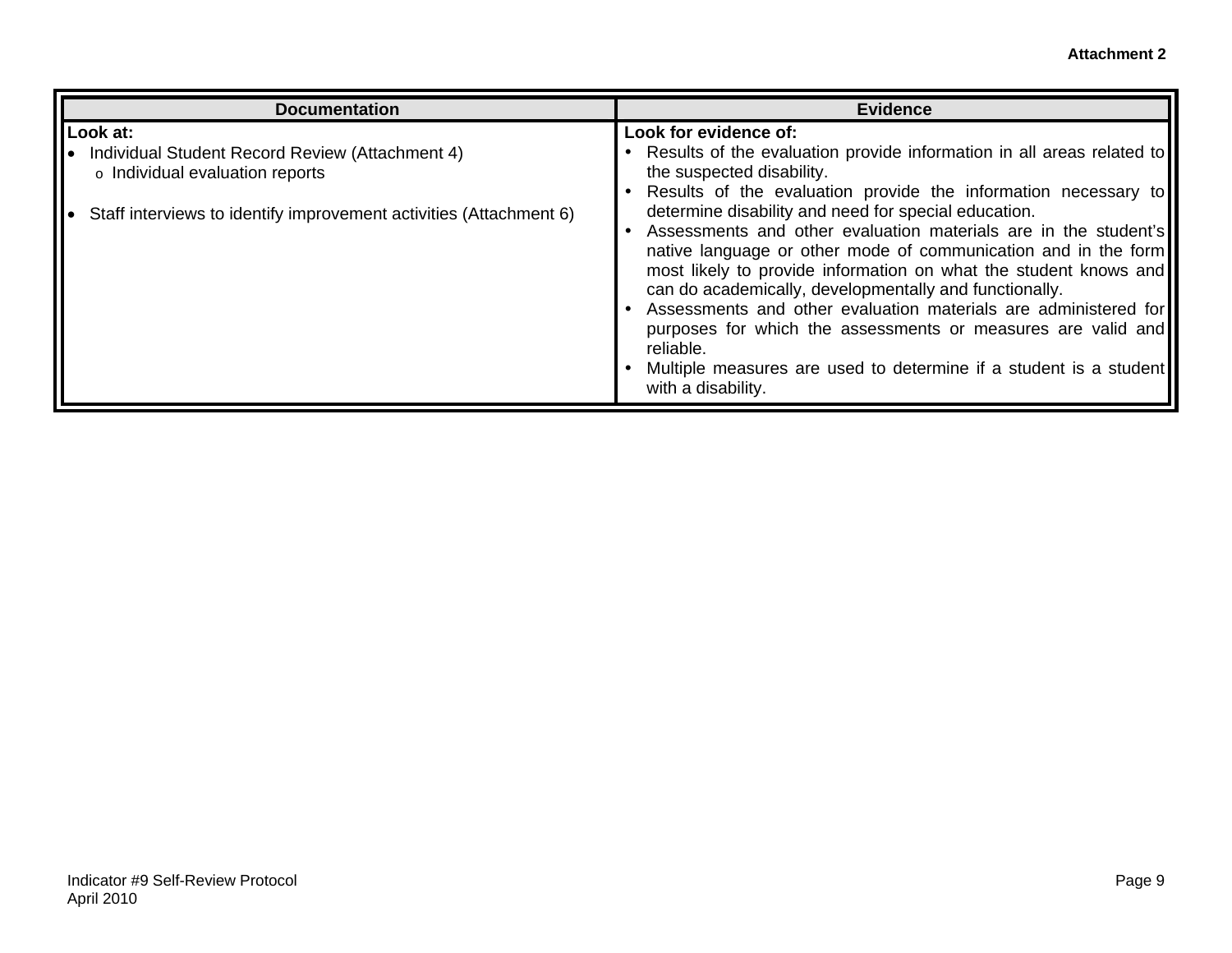**Attachment 2**

| Documentation | Evidence |
|---|---|
| **Look at:**<br>• Individual Student Record Review (Attachment 4)<br>  o Individual evaluation reports<br><br>• Staff interviews to identify improvement activities (Attachment 6) | **Look for evidence of:**<br>• Results of the evaluation provide information in all areas related to the suspected disability.<br>• Results of the evaluation provide the information necessary to determine disability and need for special education.<br>• Assessments and other evaluation materials are in the student's native language or other mode of communication and in the form most likely to provide information on what the student knows and can do academically, developmentally and functionally.<br>• Assessments and other evaluation materials are administered for purposes for which the assessments or measures are valid and reliable.<br>• Multiple measures are used to determine if a student is a student with a disability. |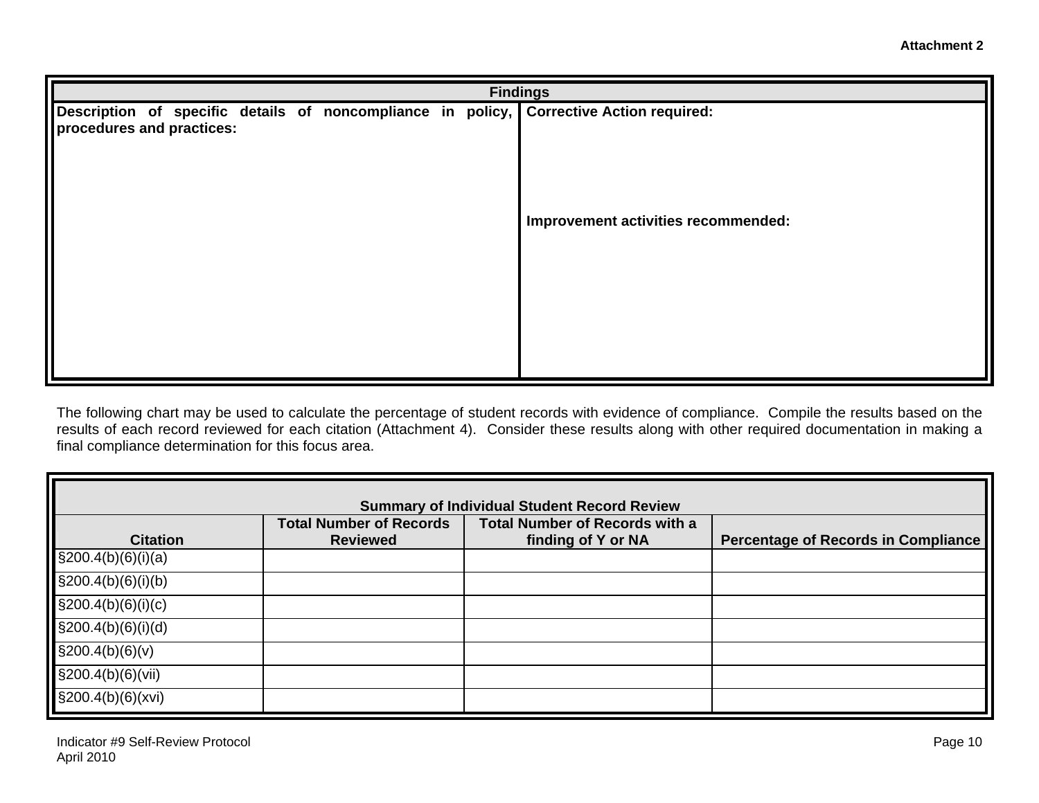**Attachment 2**

| Findings | |
|---|---|
| **Description of specific details of noncompliance in policy, procedures and practices:** | **Corrective Action required:**<br><br>**Improvement activities recommended:** |

The following chart may be used to calculate the percentage of student records with evidence of compliance. Compile the results based on the results of each record reviewed for each citation (Attachment 4). Consider these results along with other required documentation in making a final compliance determination for this focus area.

| Summary of Individual Student Record Review | | | |
|---|---|---|---|
| **Citation** | **Total Number of Records Reviewed** | **Total Number of Records with a finding of Y or NA** | **Percentage of Records in Compliance** |
| §200.4(b)(6)(i)(a) | | | |
| §200.4(b)(6)(i)(b) | | | |
| §200.4(b)(6)(i)(c) | | | |
| §200.4(b)(6)(i)(d) | | | |
| §200.4(b)(6)(v) | | | |
| §200.4(b)(6)(vii) | | | |
| §200.4(b)(6)(xvi) | | | |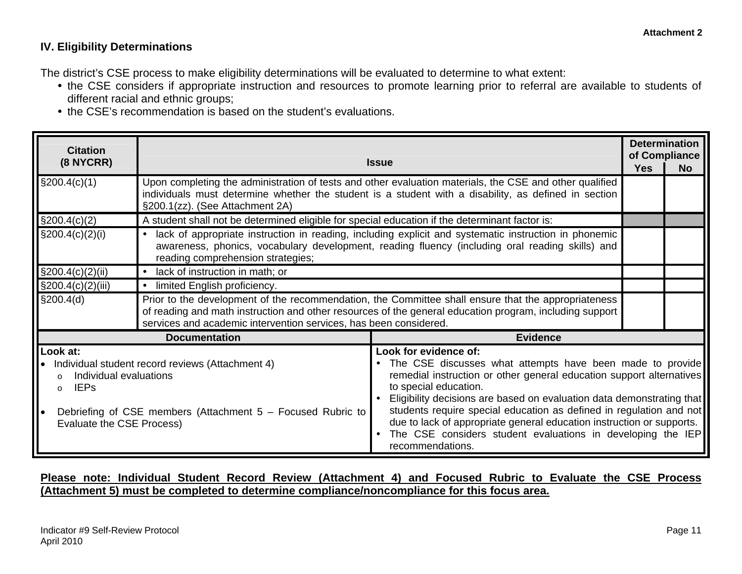Attachment 2

## IV. Eligibility Determinations

The district's CSE process to make eligibility determinations will be evaluated to determine to what extent:

- the CSE considers if appropriate instruction and resources to promote learning prior to referral are available to students of different racial and ethnic groups;
- the CSE's recommendation is based on the student's evaluations.

| Citation (8 NYCRR) | Issue | Determination of Compliance | |
|---|---|---|---|
| | | Yes | No |
| §200.4(c)(1) | Upon completing the administration of tests and other evaluation materials, the CSE and other qualified individuals must determine whether the student is a student with a disability, as defined in section §200.1(zz). (See Attachment 2A) | | |
| §200.4(c)(2) | A student shall not be determined eligible for special education if the determinant factor is: | | |
| §200.4(c)(2)(i) | • lack of appropriate instruction in reading, including explicit and systematic instruction in phonemic awareness, phonics, vocabulary development, reading fluency (including oral reading skills) and reading comprehension strategies; | | |
| §200.4(c)(2)(ii) | • lack of instruction in math; or | | |
| §200.4(c)(2)(iii) | • limited English proficiency. | | |
| §200.4(d) | Prior to the development of the recommendation, the Committee shall ensure that the appropriateness of reading and math instruction and other resources of the general education program, including support services and academic intervention services, has been considered. | | |

| Documentation | Evidence |
|---|---|
| **Look at:**<br>• Individual student record reviews (Attachment 4)<br>&nbsp;&nbsp;o Individual evaluations<br>&nbsp;&nbsp;o IEPs<br>• Debriefing of CSE members (Attachment 5 – Focused Rubric to Evaluate the CSE Process) | **Look for evidence of:**<br>• The CSE discusses what attempts have been made to provide remedial instruction or other general education support alternatives to special education.<br>• Eligibility decisions are based on evaluation data demonstrating that students require special education as defined in regulation and not due to lack of appropriate general education instruction or supports.<br>• The CSE considers student evaluations in developing the IEP recommendations. |

**Please note: Individual Student Record Review (Attachment 4) and Focused Rubric to Evaluate the CSE Process (Attachment 5) must be completed to determine compliance/noncompliance for this focus area.**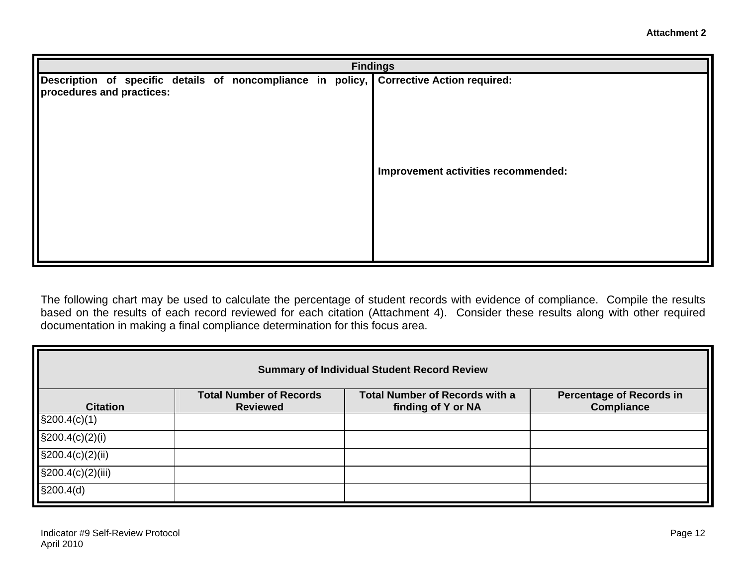Attachment 2

| Findings | |
|---|---|
| **Description of specific details of noncompliance in policy, procedures and practices:** | **Corrective Action required:**<br><br>**Improvement activities recommended:** |

The following chart may be used to calculate the percentage of student records with evidence of compliance. Compile the results based on the results of each record reviewed for each citation (Attachment 4). Consider these results along with other required documentation in making a final compliance determination for this focus area.

| Summary of Individual Student Record Review | | | |
|---|---|---|---|
| **Citation** | **Total Number of Records Reviewed** | **Total Number of Records with a finding of Y or NA** | **Percentage of Records in Compliance** |
| §200.4(c)(1) | | | |
| §200.4(c)(2)(i) | | | |
| §200.4(c)(2)(ii) | | | |
| §200.4(c)(2)(iii) | | | |
| §200.4(d) | | | |

Indicator #9 Self-Review Protocol
April 2010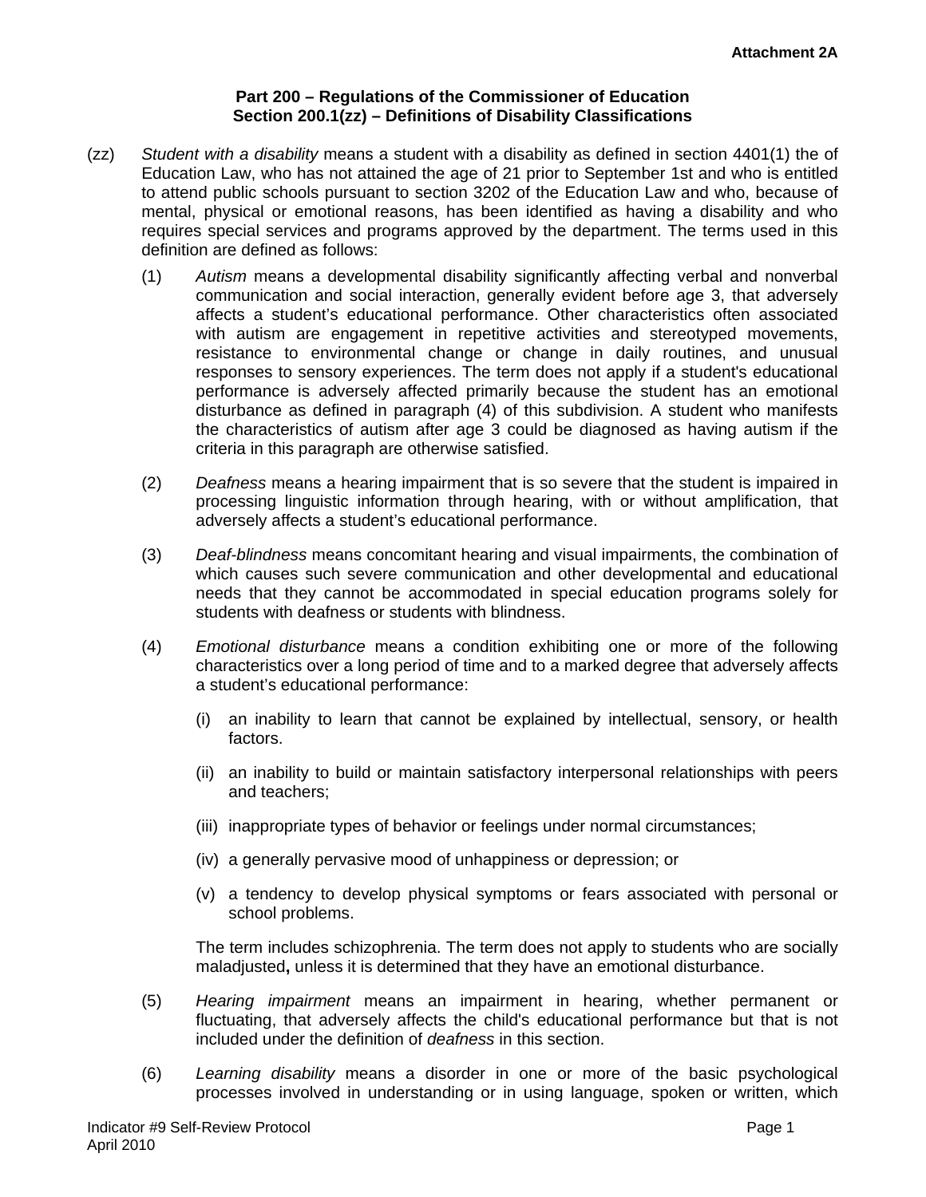**Attachment 2A**

**Part 200 – Regulations of the Commissioner of Education**
**Section 200.1(zz) – Definitions of Disability Classifications**

(zz) *Student with a disability* means a student with a disability as defined in section 4401(1) the of Education Law, who has not attained the age of 21 prior to September 1st and who is entitled to attend public schools pursuant to section 3202 of the Education Law and who, because of mental, physical or emotional reasons, has been identified as having a disability and who requires special services and programs approved by the department. The terms used in this definition are defined as follows:

(1) *Autism* means a developmental disability significantly affecting verbal and nonverbal communication and social interaction, generally evident before age 3, that adversely affects a student's educational performance. Other characteristics often associated with autism are engagement in repetitive activities and stereotyped movements, resistance to environmental change or change in daily routines, and unusual responses to sensory experiences. The term does not apply if a student's educational performance is adversely affected primarily because the student has an emotional disturbance as defined in paragraph (4) of this subdivision. A student who manifests the characteristics of autism after age 3 could be diagnosed as having autism if the criteria in this paragraph are otherwise satisfied.

(2) *Deafness* means a hearing impairment that is so severe that the student is impaired in processing linguistic information through hearing, with or without amplification, that adversely affects a student's educational performance.

(3) *Deaf-blindness* means concomitant hearing and visual impairments, the combination of which causes such severe communication and other developmental and educational needs that they cannot be accommodated in special education programs solely for students with deafness or students with blindness.

(4) *Emotional disturbance* means a condition exhibiting one or more of the following characteristics over a long period of time and to a marked degree that adversely affects a student's educational performance:

(i) an inability to learn that cannot be explained by intellectual, sensory, or health factors.

(ii) an inability to build or maintain satisfactory interpersonal relationships with peers and teachers;

(iii) inappropriate types of behavior or feelings under normal circumstances;

(iv) a generally pervasive mood of unhappiness or depression; or

(v) a tendency to develop physical symptoms or fears associated with personal or school problems.

The term includes schizophrenia. The term does not apply to students who are socially maladjusted**,** unless it is determined that they have an emotional disturbance.

(5) *Hearing impairment* means an impairment in hearing, whether permanent or fluctuating, that adversely affects the child's educational performance but that is not included under the definition of *deafness* in this section.

(6) *Learning disability* means a disorder in one or more of the basic psychological processes involved in understanding or in using language, spoken or written, which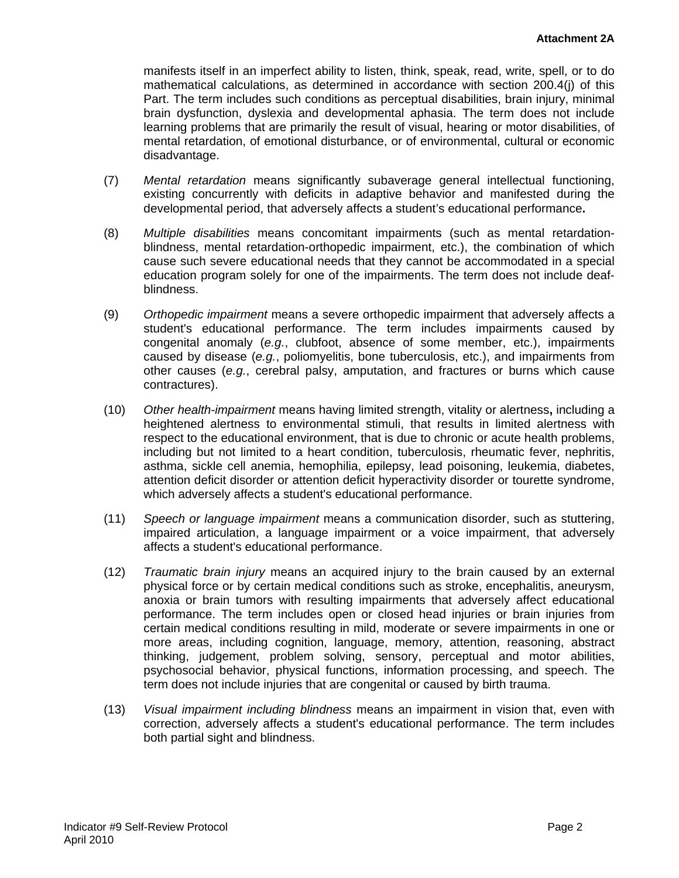**Attachment 2A**

manifests itself in an imperfect ability to listen, think, speak, read, write, spell, or to do mathematical calculations, as determined in accordance with section 200.4(j) of this Part. The term includes such conditions as perceptual disabilities, brain injury, minimal brain dysfunction, dyslexia and developmental aphasia. The term does not include learning problems that are primarily the result of visual, hearing or motor disabilities, of mental retardation, of emotional disturbance, or of environmental, cultural or economic disadvantage.

(7) *Mental retardation* means significantly subaverage general intellectual functioning, existing concurrently with deficits in adaptive behavior and manifested during the developmental period, that adversely affects a student's educational performance**.**

(8) *Multiple disabilities* means concomitant impairments (such as mental retardation-blindness, mental retardation-orthopedic impairment, etc.), the combination of which cause such severe educational needs that they cannot be accommodated in a special education program solely for one of the impairments. The term does not include deaf-blindness.

(9) *Orthopedic impairment* means a severe orthopedic impairment that adversely affects a student's educational performance. The term includes impairments caused by congenital anomaly (*e.g.*, clubfoot, absence of some member, etc.), impairments caused by disease (*e.g.*, poliomyelitis, bone tuberculosis, etc.), and impairments from other causes (*e.g.*, cerebral palsy, amputation, and fractures or burns which cause contractures).

(10) *Other health-impairment* means having limited strength, vitality or alertness**,** including a heightened alertness to environmental stimuli, that results in limited alertness with respect to the educational environment, that is due to chronic or acute health problems, including but not limited to a heart condition, tuberculosis, rheumatic fever, nephritis, asthma, sickle cell anemia, hemophilia, epilepsy, lead poisoning, leukemia, diabetes, attention deficit disorder or attention deficit hyperactivity disorder or tourette syndrome, which adversely affects a student's educational performance.

(11) *Speech or language impairment* means a communication disorder, such as stuttering, impaired articulation, a language impairment or a voice impairment, that adversely affects a student's educational performance.

(12) *Traumatic brain injury* means an acquired injury to the brain caused by an external physical force or by certain medical conditions such as stroke, encephalitis, aneurysm, anoxia or brain tumors with resulting impairments that adversely affect educational performance. The term includes open or closed head injuries or brain injuries from certain medical conditions resulting in mild, moderate or severe impairments in one or more areas, including cognition, language, memory, attention, reasoning, abstract thinking, judgement, problem solving, sensory, perceptual and motor abilities, psychosocial behavior, physical functions, information processing, and speech. The term does not include injuries that are congenital or caused by birth trauma.

(13) *Visual impairment including blindness* means an impairment in vision that, even with correction, adversely affects a student's educational performance. The term includes both partial sight and blindness.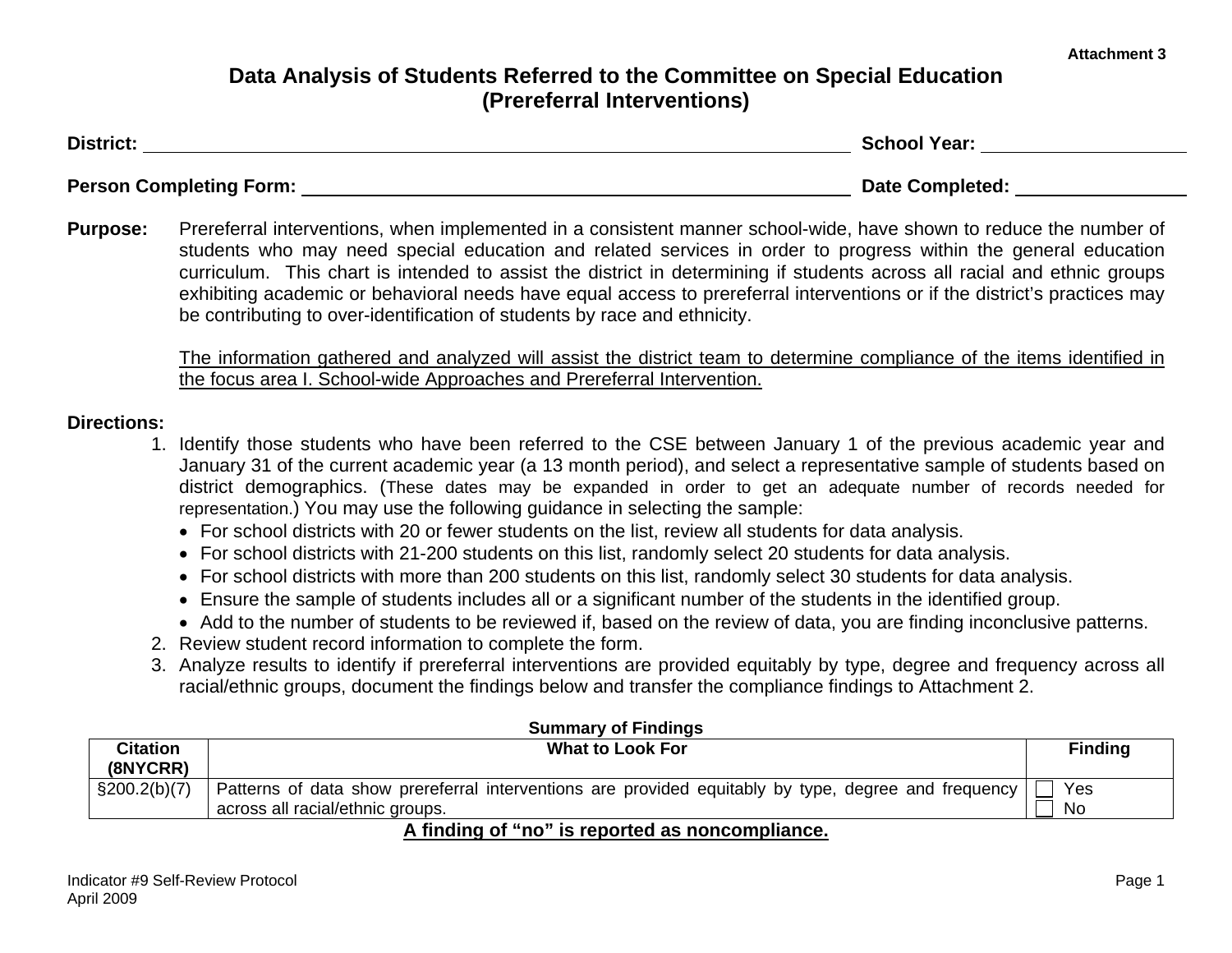Attachment 3

# Data Analysis of Students Referred to the Committee on Special Education (Prereferral Interventions)

**District:** ______________________________ **School Year:** ______________

**Person Completing Form:** ______________________________ **Date Completed:** ______________

**Purpose:** Prereferral interventions, when implemented in a consistent manner school-wide, have shown to reduce the number of students who may need special education and related services in order to progress within the general education curriculum. This chart is intended to assist the district in determining if students across all racial and ethnic groups exhibiting academic or behavioral needs have equal access to prereferral interventions or if the district's practices may be contributing to over-identification of students by race and ethnicity.

The information gathered and analyzed will assist the district team to determine compliance of the items identified in the focus area I. School-wide Approaches and Prereferral Intervention.

**Directions:**

1. Identify those students who have been referred to the CSE between January 1 of the previous academic year and January 31 of the current academic year (a 13 month period), and select a representative sample of students based on district demographics. (These dates may be expanded in order to get an adequate number of records needed for representation.) You may use the following guidance in selecting the sample:
   - For school districts with 20 or fewer students on the list, review all students for data analysis.
   - For school districts with 21-200 students on this list, randomly select 20 students for data analysis.
   - For school districts with more than 200 students on this list, randomly select 30 students for data analysis.
   - Ensure the sample of students includes all or a significant number of the students in the identified group.
   - Add to the number of students to be reviewed if, based on the review of data, you are finding inconclusive patterns.
2. Review student record information to complete the form.
3. Analyze results to identify if prereferral interventions are provided equitably by type, degree and frequency across all racial/ethnic groups, document the findings below and transfer the compliance findings to Attachment 2.

**Summary of Findings**

| Citation (8NYCRR) | What to Look For | Finding |
|---|---|---|
| §200.2(b)(7) | Patterns of data show prereferral interventions are provided equitably by type, degree and frequency across all racial/ethnic groups. | ☐ Yes<br>☐ No |

**A finding of "no" is reported as noncompliance.**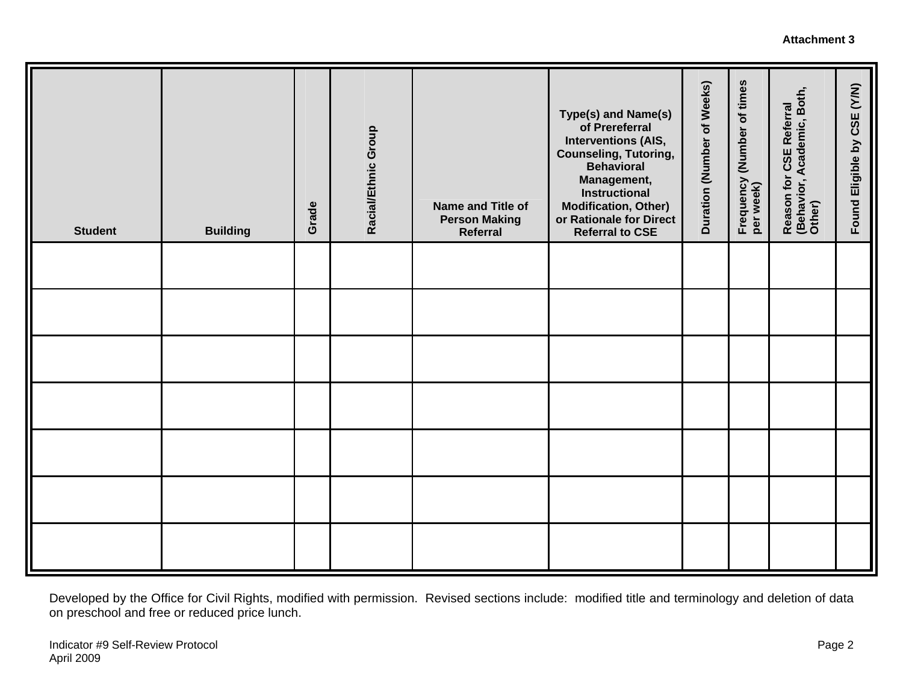**Attachment 3**

| Student | Building | Grade | Racial/Ethnic Group | Name and Title of Person Making Referral | Type(s) and Name(s) of Prereferral Interventions (AIS, Counseling, Tutoring, Behavioral Management, Instructional Modification, Other) or Rationale for Direct Referral to CSE | Duration (Number of Weeks) | Frequency (Number of times per week) | Reason for CSE Referral (Behavior, Academic, Both, Other) | Found Eligible by CSE (Y/N) |
|---|---|---|---|---|---|---|---|---|---|
| | | | | | | | | | |
| | | | | | | | | | |
| | | | | | | | | | |
| | | | | | | | | | |
| | | | | | | | | | |
| | | | | | | | | | |
| | | | | | | | | | |

Developed by the Office for Civil Rights, modified with permission. Revised sections include: modified title and terminology and deletion of data on preschool and free or reduced price lunch.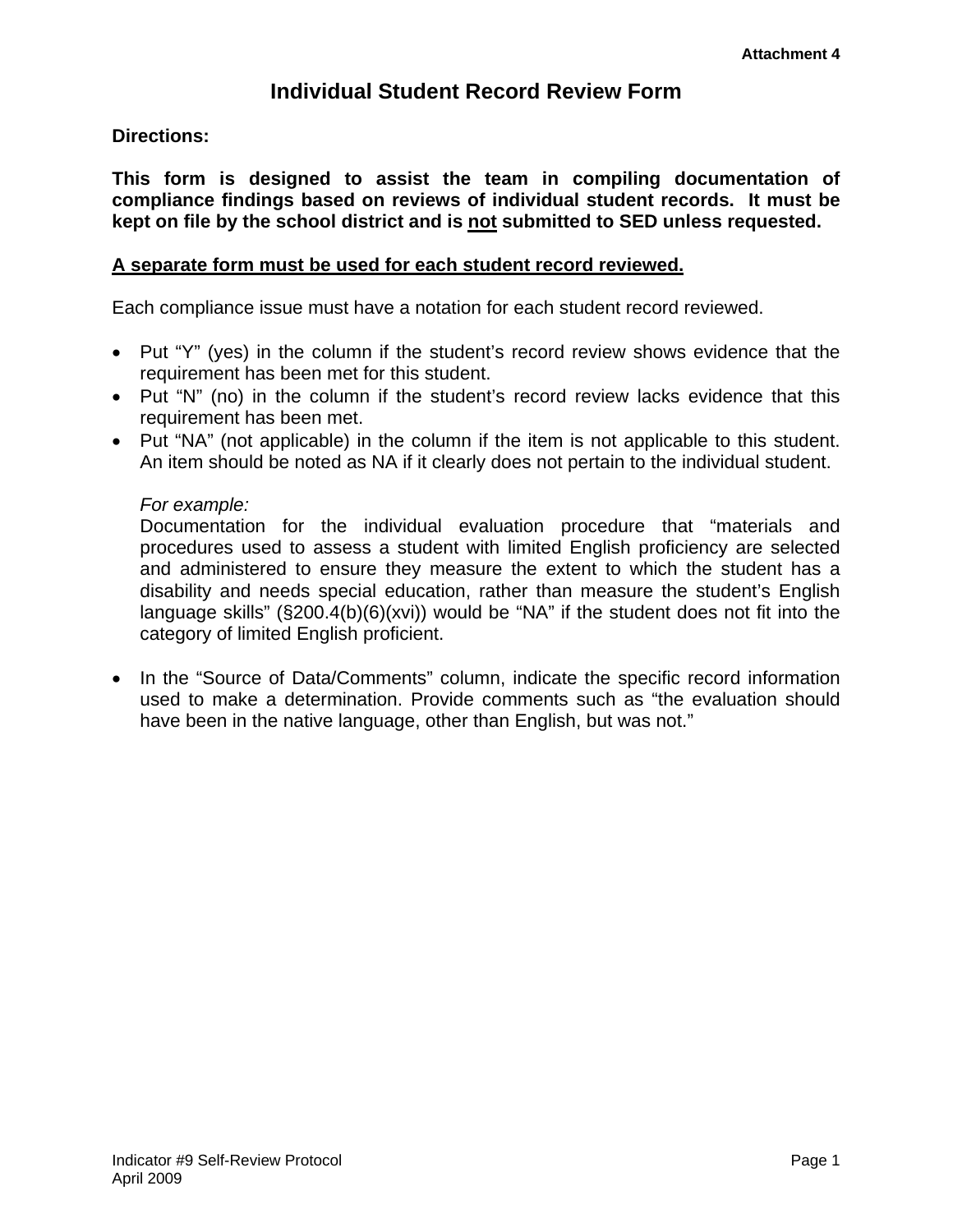Attachment 4

# Individual Student Record Review Form

**Directions:**

**This form is designed to assist the team in compiling documentation of compliance findings based on reviews of individual student records. It must be kept on file by the school district and is <u>not</u> submitted to SED unless requested.**

**<u>A separate form must be used for each student record reviewed.</u>**

Each compliance issue must have a notation for each student record reviewed.

- Put "Y" (yes) in the column if the student's record review shows evidence that the requirement has been met for this student.
- Put "N" (no) in the column if the student's record review lacks evidence that this requirement has been met.
- Put "NA" (not applicable) in the column if the item is not applicable to this student. An item should be noted as NA if it clearly does not pertain to the individual student.

  *For example:*
  Documentation for the individual evaluation procedure that "materials and procedures used to assess a student with limited English proficiency are selected and administered to ensure they measure the extent to which the student has a disability and needs special education, rather than measure the student's English language skills" (§200.4(b)(6)(xvi)) would be "NA" if the student does not fit into the category of limited English proficient.

- In the "Source of Data/Comments" column, indicate the specific record information used to make a determination. Provide comments such as "the evaluation should have been in the native language, other than English, but was not."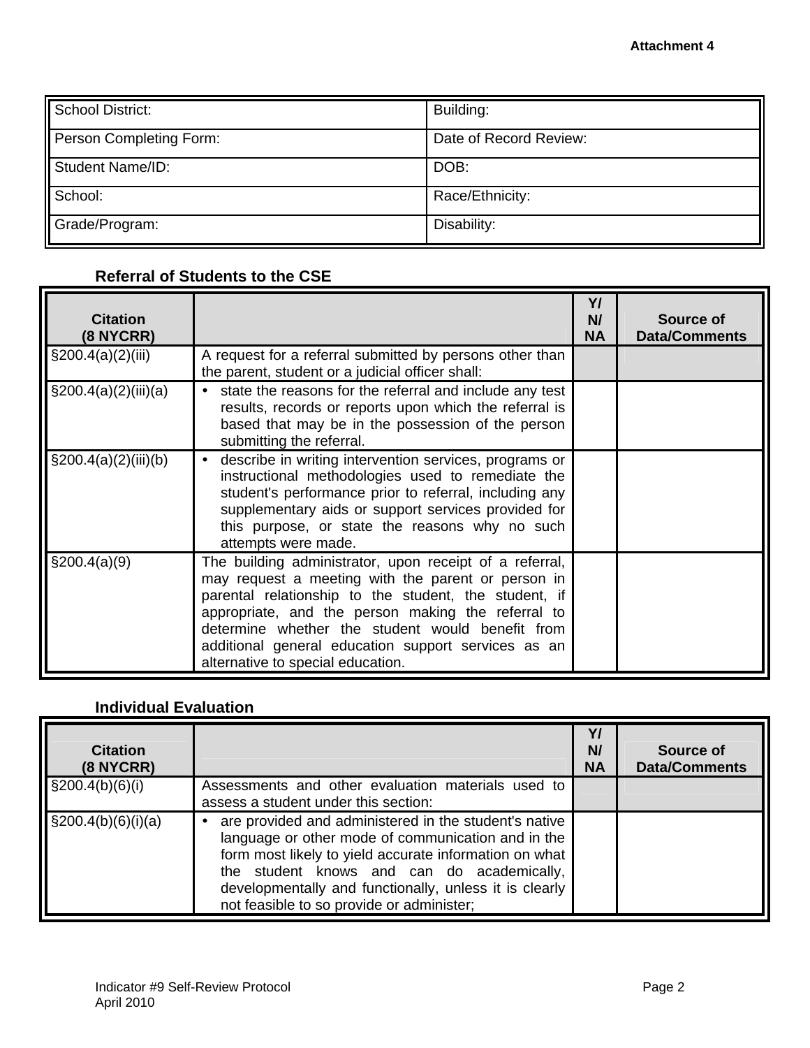**Attachment 4**

| School District: | Building: |
|---|---|
| Person Completing Form: | Date of Record Review: |
| Student Name/ID: | DOB: |
| School: | Race/Ethnicity: |
| Grade/Program: | Disability: |

### Referral of Students to the CSE

| Citation (8 NYCRR) | | Y/ N/ NA | Source of Data/Comments |
|---|---|---|---|
| §200.4(a)(2)(iii) | A request for a referral submitted by persons other than the parent, student or a judicial officer shall: | | |
| §200.4(a)(2)(iii)(a) | • state the reasons for the referral and include any test results, records or reports upon which the referral is based that may be in the possession of the person submitting the referral. | | |
| §200.4(a)(2)(iii)(b) | • describe in writing intervention services, programs or instructional methodologies used to remediate the student's performance prior to referral, including any supplementary aids or support services provided for this purpose, or state the reasons why no such attempts were made. | | |
| §200.4(a)(9) | The building administrator, upon receipt of a referral, may request a meeting with the parent or person in parental relationship to the student, the student, if appropriate, and the person making the referral to determine whether the student would benefit from additional general education support services as an alternative to special education. | | |

### Individual Evaluation

| Citation (8 NYCRR) | | Y/ N/ NA | Source of Data/Comments |
|---|---|---|---|
| §200.4(b)(6)(i) | Assessments and other evaluation materials used to assess a student under this section: | | |
| §200.4(b)(6)(i)(a) | • are provided and administered in the student's native language or other mode of communication and in the form most likely to yield accurate information on what the student knows and can do academically, developmentally and functionally, unless it is clearly not feasible to so provide or administer; | | |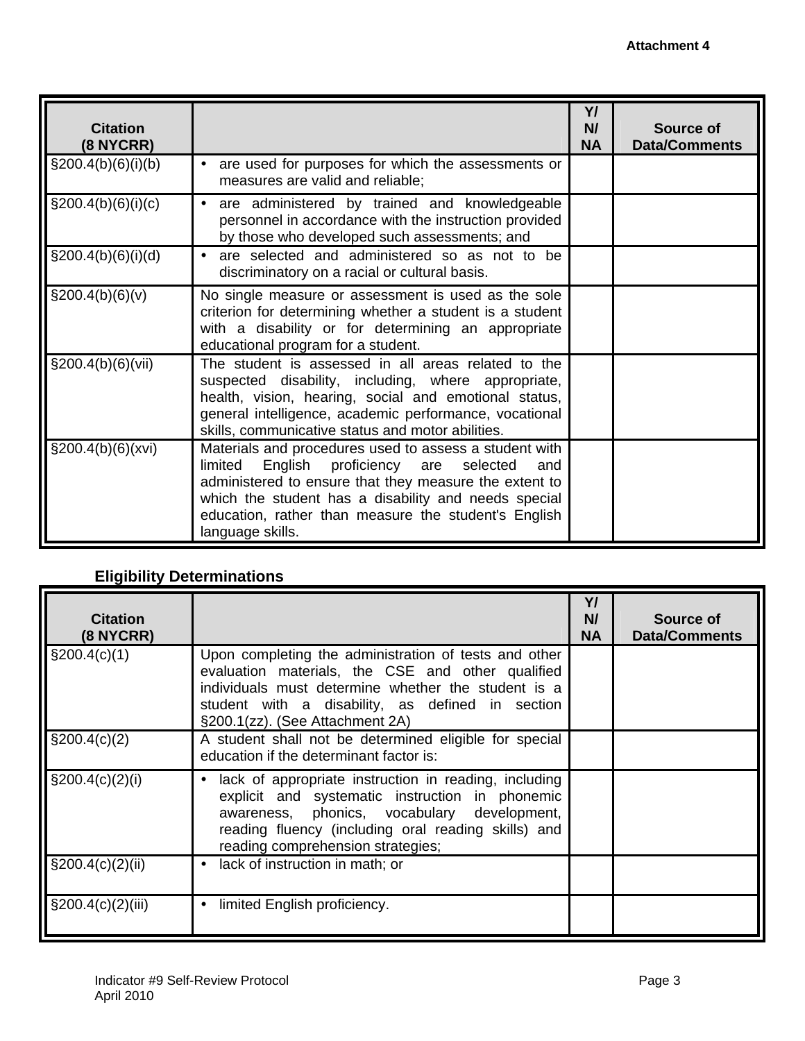Attachment 4

| Citation (8 NYCRR) | | Y/ N/ NA | Source of Data/Comments |
|---|---|---|---|
| §200.4(b)(6)(i)(b) | • are used for purposes for which the assessments or measures are valid and reliable; | | |
| §200.4(b)(6)(i)(c) | • are administered by trained and knowledgeable personnel in accordance with the instruction provided by those who developed such assessments; and | | |
| §200.4(b)(6)(i)(d) | • are selected and administered so as not to be discriminatory on a racial or cultural basis. | | |
| §200.4(b)(6)(v) | No single measure or assessment is used as the sole criterion for determining whether a student is a student with a disability or for determining an appropriate educational program for a student. | | |
| §200.4(b)(6)(vii) | The student is assessed in all areas related to the suspected disability, including, where appropriate, health, vision, hearing, social and emotional status, general intelligence, academic performance, vocational skills, communicative status and motor abilities. | | |
| §200.4(b)(6)(xvi) | Materials and procedures used to assess a student with limited English proficiency are selected and administered to ensure that they measure the extent to which the student has a disability and needs special education, rather than measure the student's English language skills. | | |

**Eligibility Determinations**

| Citation (8 NYCRR) | | Y/ N/ NA | Source of Data/Comments |
|---|---|---|---|
| §200.4(c)(1) | Upon completing the administration of tests and other evaluation materials, the CSE and other qualified individuals must determine whether the student is a student with a disability, as defined in section §200.1(zz). (See Attachment 2A) | | |
| §200.4(c)(2) | A student shall not be determined eligible for special education if the determinant factor is: | | |
| §200.4(c)(2)(i) | • lack of appropriate instruction in reading, including explicit and systematic instruction in phonemic awareness, phonics, vocabulary development, reading fluency (including oral reading skills) and reading comprehension strategies; | | |
| §200.4(c)(2)(ii) | • lack of instruction in math; or | | |
| §200.4(c)(2)(iii) | • limited English proficiency. | | |

Indicator #9 Self-Review Protocol
April 2010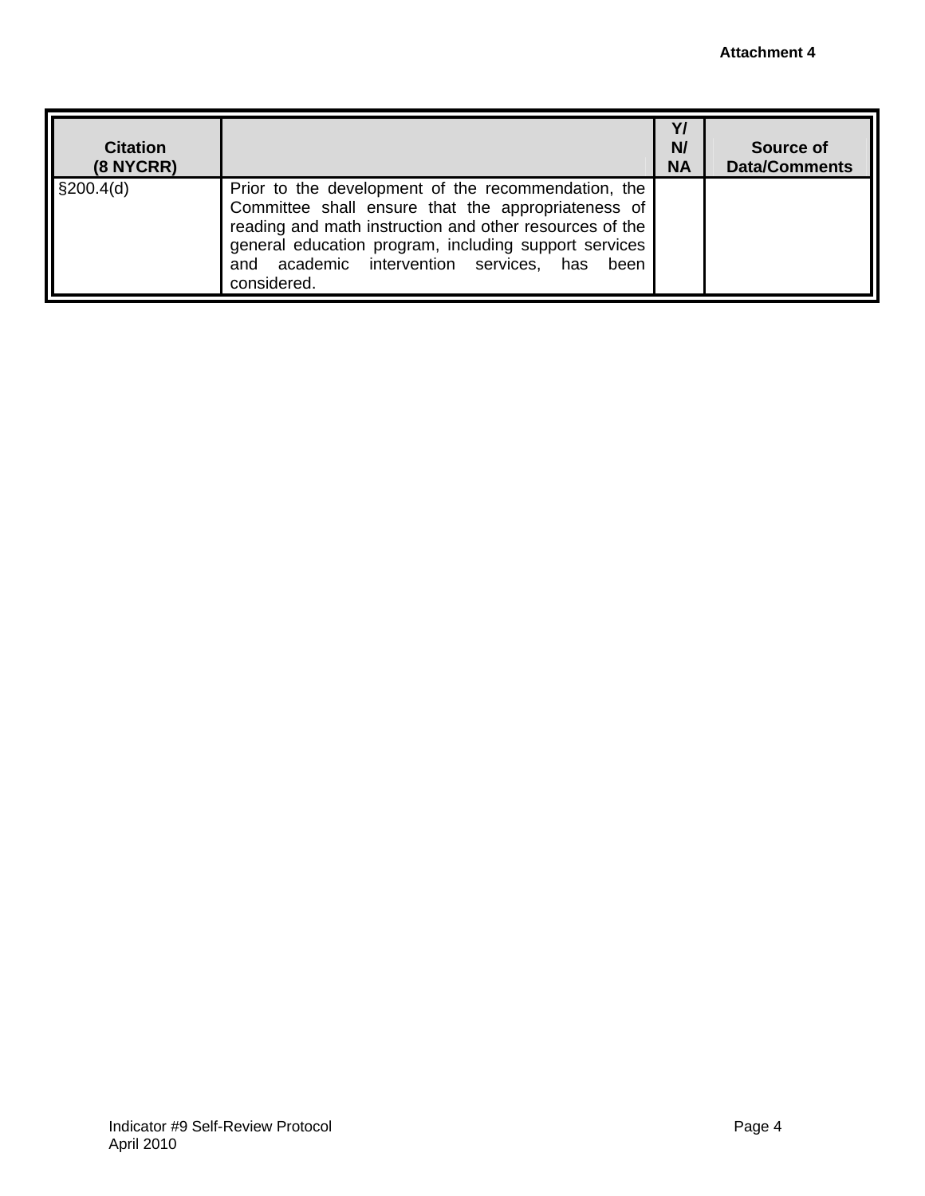Attachment 4

| Citation (8 NYCRR) | | Y/ N/ NA | Source of Data/Comments |
|---|---|---|---|
| §200.4(d) | Prior to the development of the recommendation, the Committee shall ensure that the appropriateness of reading and math instruction and other resources of the general education program, including support services and academic intervention services, has been considered. | | |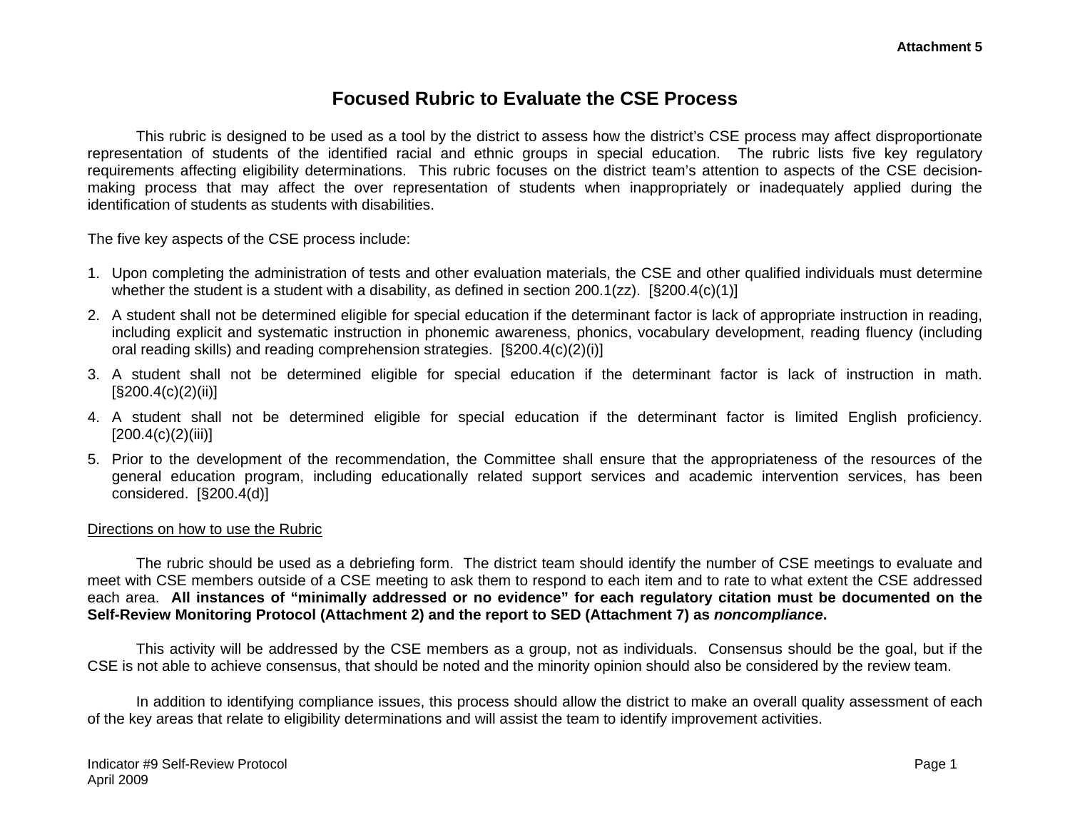Attachment 5

# Focused Rubric to Evaluate the CSE Process

This rubric is designed to be used as a tool by the district to assess how the district's CSE process may affect disproportionate representation of students of the identified racial and ethnic groups in special education. The rubric lists five key regulatory requirements affecting eligibility determinations. This rubric focuses on the district team's attention to aspects of the CSE decision-making process that may affect the over representation of students when inappropriately or inadequately applied during the identification of students as students with disabilities.

The five key aspects of the CSE process include:

1. Upon completing the administration of tests and other evaluation materials, the CSE and other qualified individuals must determine whether the student is a student with a disability, as defined in section 200.1(zz). [§200.4(c)(1)]
2. A student shall not be determined eligible for special education if the determinant factor is lack of appropriate instruction in reading, including explicit and systematic instruction in phonemic awareness, phonics, vocabulary development, reading fluency (including oral reading skills) and reading comprehension strategies. [§200.4(c)(2)(i)]
3. A student shall not be determined eligible for special education if the determinant factor is lack of instruction in math. [§200.4(c)(2)(ii)]
4. A student shall not be determined eligible for special education if the determinant factor is limited English proficiency. [200.4(c)(2)(iii)]
5. Prior to the development of the recommendation, the Committee shall ensure that the appropriateness of the resources of the general education program, including educationally related support services and academic intervention services, has been considered. [§200.4(d)]

<u>Directions on how to use the Rubric</u>

The rubric should be used as a debriefing form. The district team should identify the number of CSE meetings to evaluate and meet with CSE members outside of a CSE meeting to ask them to respond to each item and to rate to what extent the CSE addressed each area. **All instances of "minimally addressed or no evidence" for each regulatory citation must be documented on the Self-Review Monitoring Protocol (Attachment 2) and the report to SED (Attachment 7) as *noncompliance*.**

This activity will be addressed by the CSE members as a group, not as individuals. Consensus should be the goal, but if the CSE is not able to achieve consensus, that should be noted and the minority opinion should also be considered by the review team.

In addition to identifying compliance issues, this process should allow the district to make an overall quality assessment of each of the key areas that relate to eligibility determinations and will assist the team to identify improvement activities.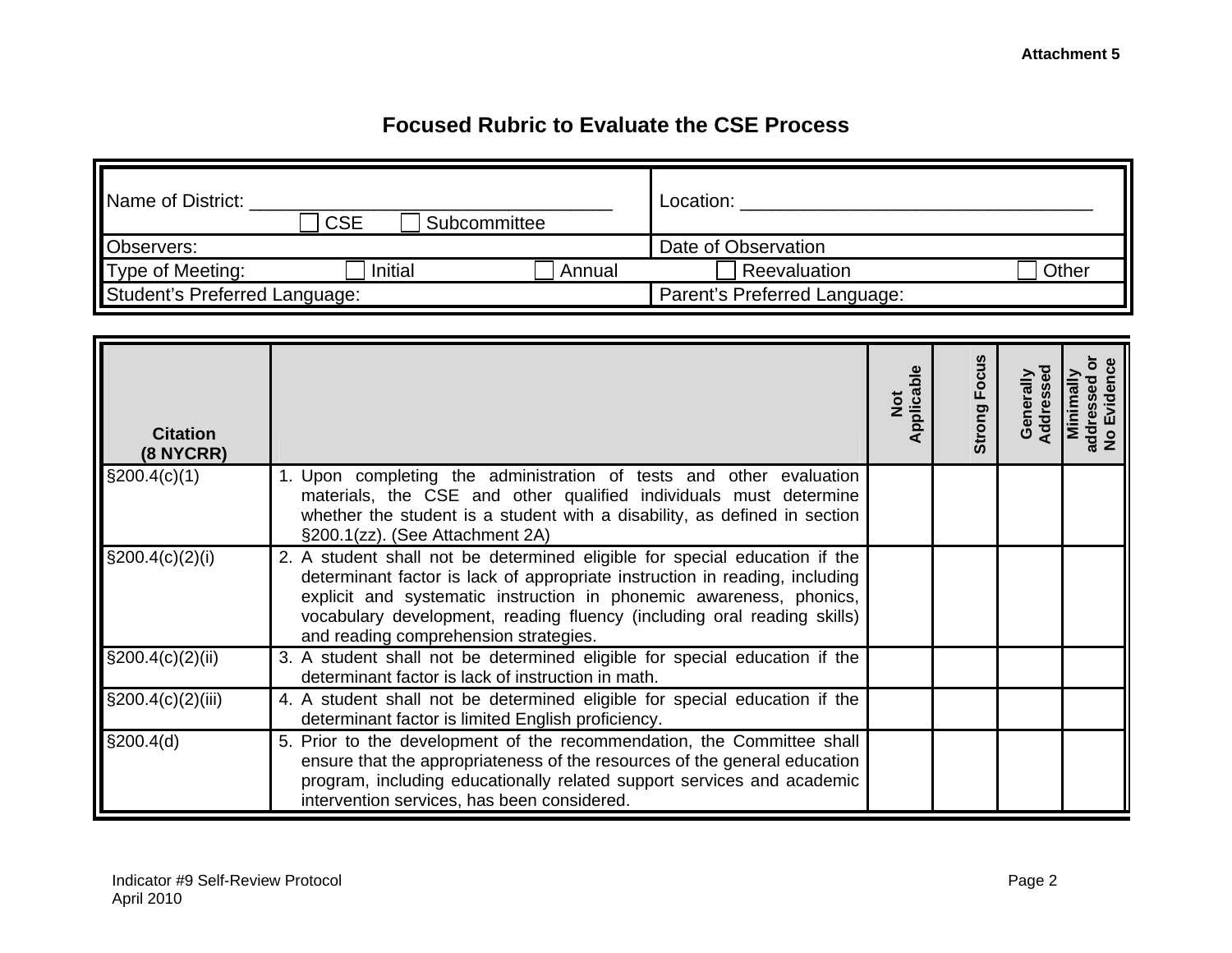**Attachment 5**

# Focused Rubric to Evaluate the CSE Process

| Name of District: ______________________ ☐ CSE ☐ Subcommittee | Location: ______________________ |
|---|---|
| Observers: | Date of Observation |
| Type of Meeting: ☐ Initial ☐ Annual | ☐ Reevaluation ☐ Other |
| Student's Preferred Language: | Parent's Preferred Language: |

| Citation (8 NYCRR) | | Not Applicable | Strong Focus | Generally Addressed | Minimally addressed or No Evidence |
|---|---|---|---|---|---|
| §200.4(c)(1) | 1. Upon completing the administration of tests and other evaluation materials, the CSE and other qualified individuals must determine whether the student is a student with a disability, as defined in section §200.1(zz). (See Attachment 2A) | | | | |
| §200.4(c)(2)(i) | 2. A student shall not be determined eligible for special education if the determinant factor is lack of appropriate instruction in reading, including explicit and systematic instruction in phonemic awareness, phonics, vocabulary development, reading fluency (including oral reading skills) and reading comprehension strategies. | | | | |
| §200.4(c)(2)(ii) | 3. A student shall not be determined eligible for special education if the determinant factor is lack of instruction in math. | | | | |
| §200.4(c)(2)(iii) | 4. A student shall not be determined eligible for special education if the determinant factor is limited English proficiency. | | | | |
| §200.4(d) | 5. Prior to the development of the recommendation, the Committee shall ensure that the appropriateness of the resources of the general education program, including educationally related support services and academic intervention services, has been considered. | | | | |

Indicator #9 Self-Review Protocol
April 2010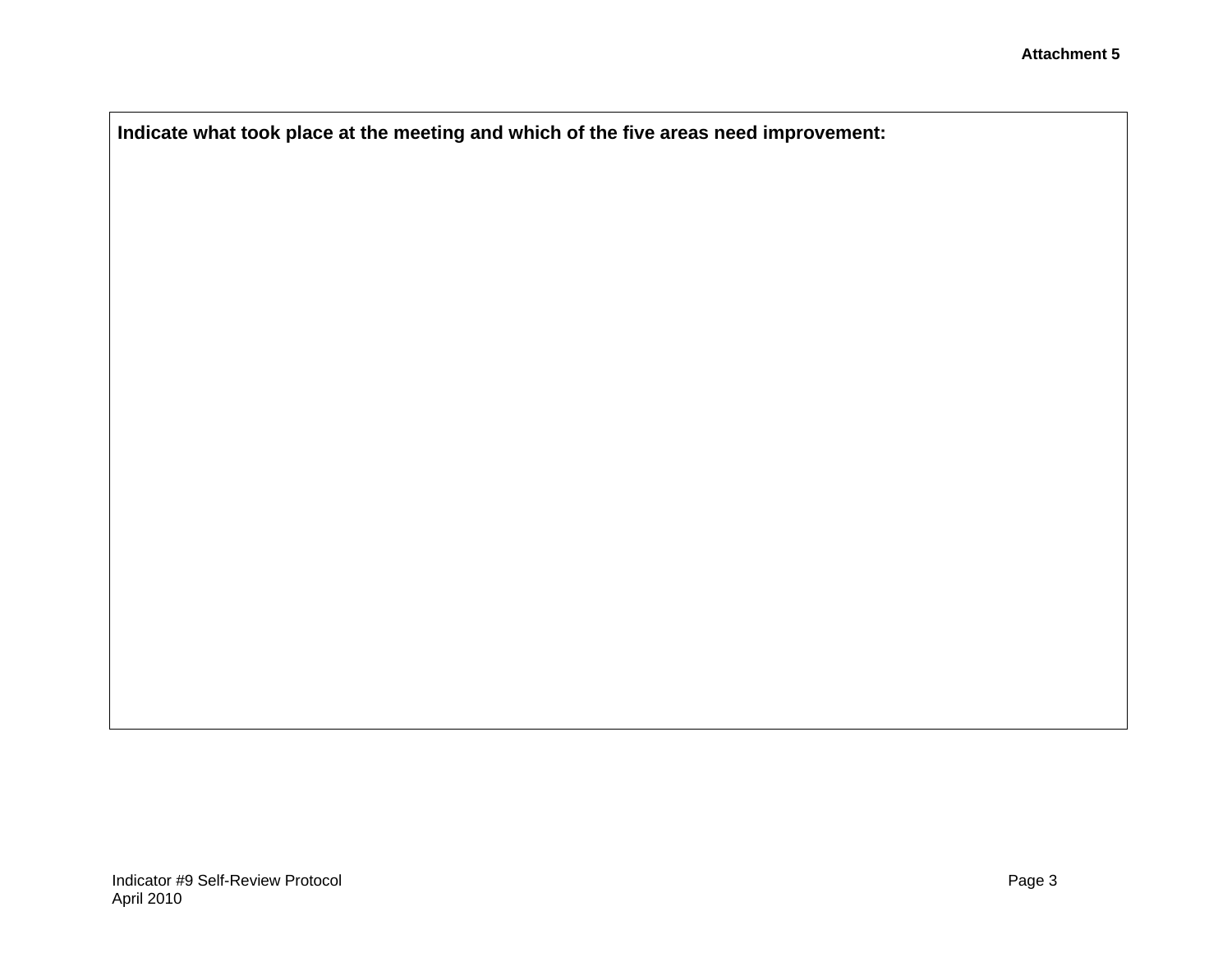**Attachment 5**

| **Indicate what took place at the meeting and which of the five areas need improvement:** |
| --- |
| |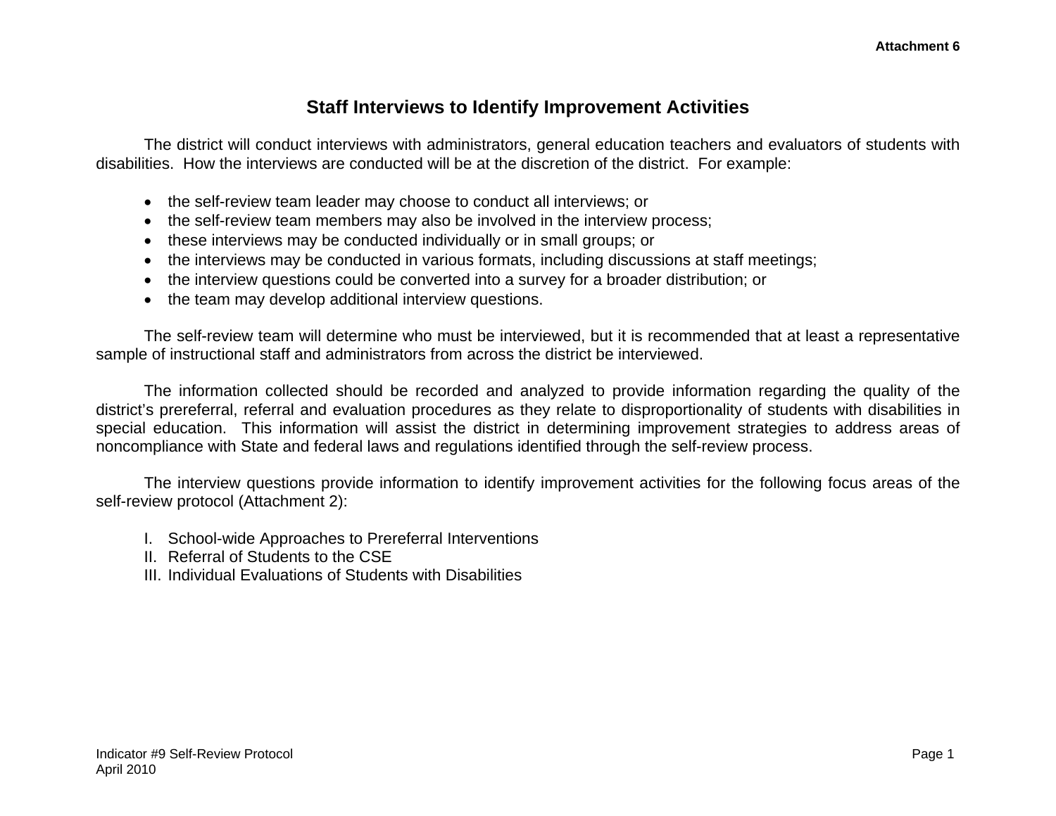Attachment 6

# Staff Interviews to Identify Improvement Activities

The district will conduct interviews with administrators, general education teachers and evaluators of students with disabilities. How the interviews are conducted will be at the discretion of the district. For example:

- the self-review team leader may choose to conduct all interviews; or
- the self-review team members may also be involved in the interview process;
- these interviews may be conducted individually or in small groups; or
- the interviews may be conducted in various formats, including discussions at staff meetings;
- the interview questions could be converted into a survey for a broader distribution; or
- the team may develop additional interview questions.

The self-review team will determine who must be interviewed, but it is recommended that at least a representative sample of instructional staff and administrators from across the district be interviewed.

The information collected should be recorded and analyzed to provide information regarding the quality of the district's prereferral, referral and evaluation procedures as they relate to disproportionality of students with disabilities in special education. This information will assist the district in determining improvement strategies to address areas of noncompliance with State and federal laws and regulations identified through the self-review process.

The interview questions provide information to identify improvement activities for the following focus areas of the self-review protocol (Attachment 2):

I. School-wide Approaches to Prereferral Interventions
II. Referral of Students to the CSE
III. Individual Evaluations of Students with Disabilities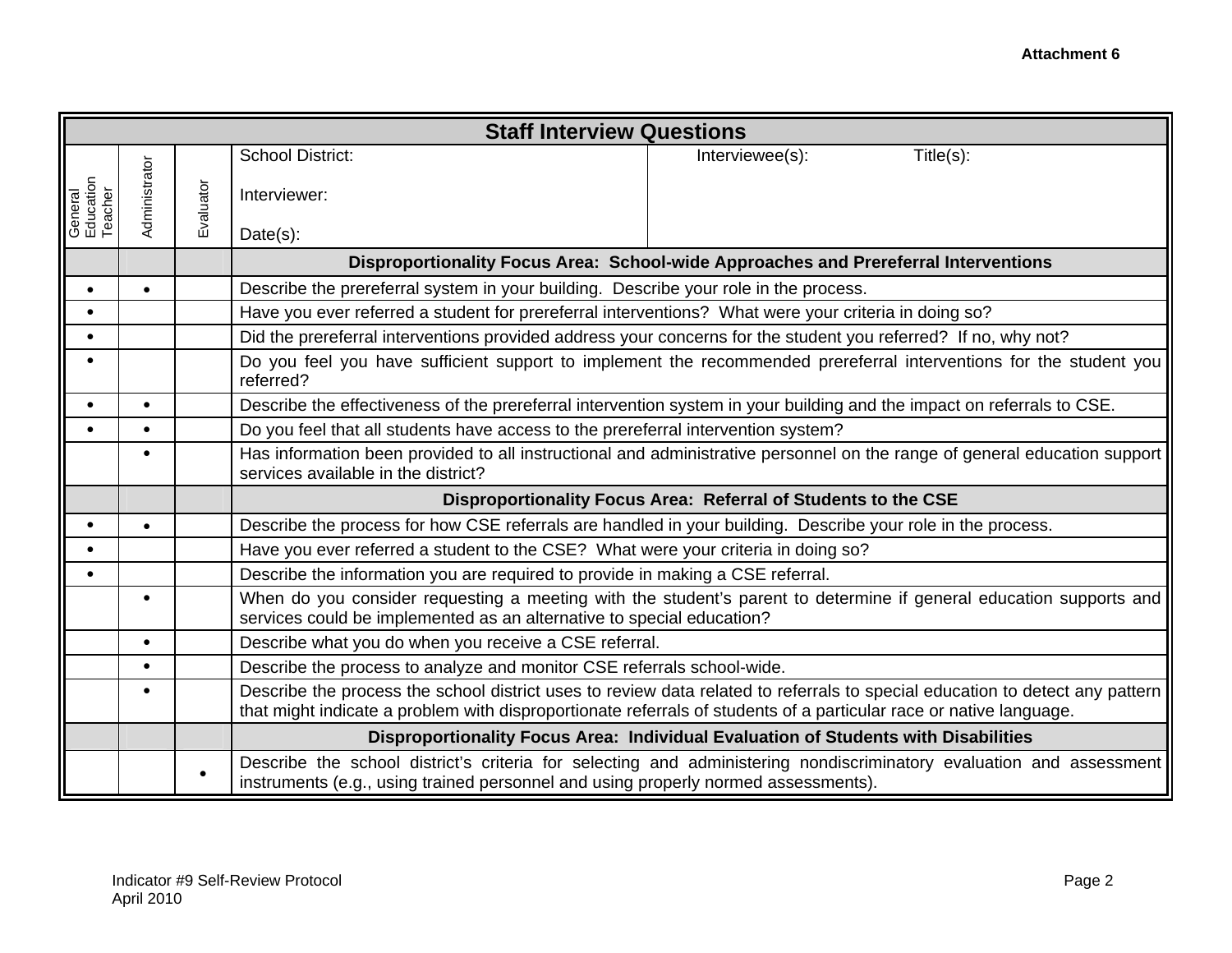Attachment 6

| Staff Interview Questions | | | |
|---|---|---|---|
| General Education Teacher | Administrator | Evaluator | School District: <br> Interviewer: <br> Date(s): <br> Interviewee(s): Title(s): |
| | | | **Disproportionality Focus Area: School-wide Approaches and Prereferral Interventions** |
| • | • | | Describe the prereferral system in your building. Describe your role in the process. |
| • | | | Have you ever referred a student for prereferral interventions? What were your criteria in doing so? |
| • | | | Did the prereferral interventions provided address your concerns for the student you referred? If no, why not? |
| • | | | Do you feel you have sufficient support to implement the recommended prereferral interventions for the student you referred? |
| • | • | | Describe the effectiveness of the prereferral intervention system in your building and the impact on referrals to CSE. |
| • | • | | Do you feel that all students have access to the prereferral intervention system? |
| | • | | Has information been provided to all instructional and administrative personnel on the range of general education support services available in the district? |
| | | | **Disproportionality Focus Area: Referral of Students to the CSE** |
| • | • | | Describe the process for how CSE referrals are handled in your building. Describe your role in the process. |
| • | | | Have you ever referred a student to the CSE? What were your criteria in doing so? |
| • | | | Describe the information you are required to provide in making a CSE referral. |
| | • | | When do you consider requesting a meeting with the student's parent to determine if general education supports and services could be implemented as an alternative to special education? |
| | • | | Describe what you do when you receive a CSE referral. |
| | • | | Describe the process to analyze and monitor CSE referrals school-wide. |
| | • | | Describe the process the school district uses to review data related to referrals to special education to detect any pattern that might indicate a problem with disproportionate referrals of students of a particular race or native language. |
| | | | **Disproportionality Focus Area: Individual Evaluation of Students with Disabilities** |
| | | • | Describe the school district's criteria for selecting and administering nondiscriminatory evaluation and assessment instruments (e.g., using trained personnel and using properly normed assessments). |

Indicator #9 Self-Review Protocol
April 2010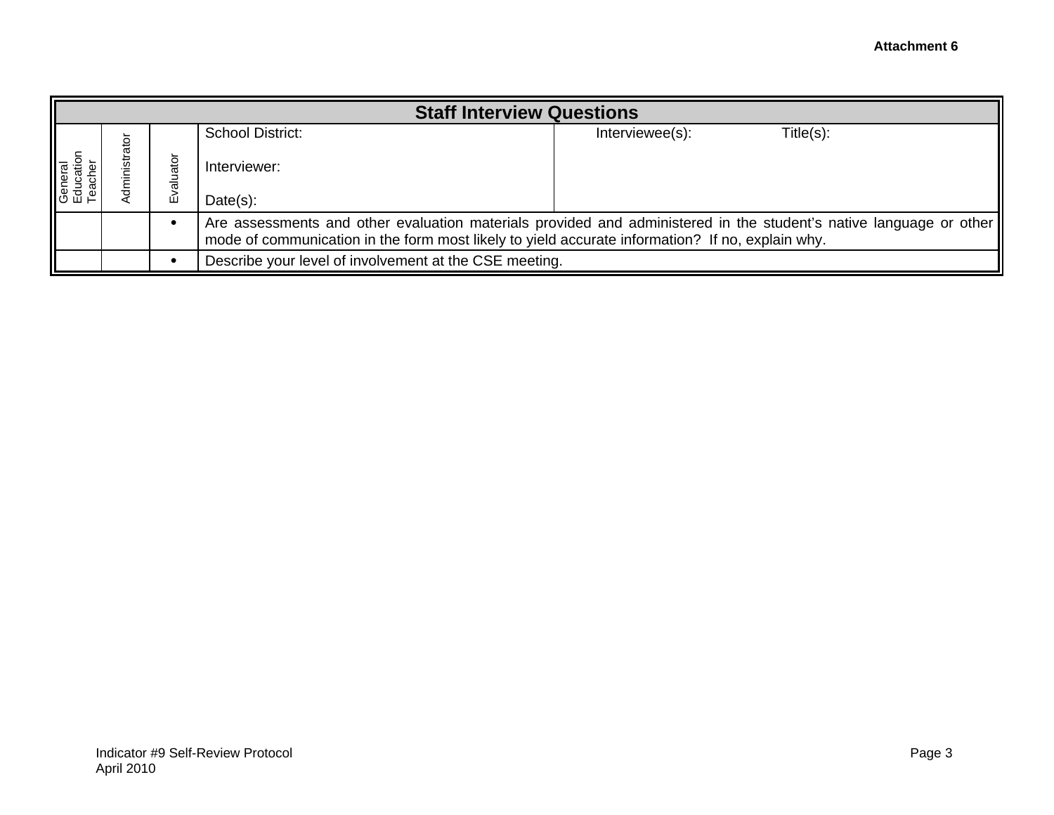**Attachment 6**

| Staff Interview Questions | | | | |
|---|---|---|---|---|
| General Education Teacher | Administrator | Evaluator | School District:<br><br>Interviewer:<br><br>Date(s): | Interviewee(s): Title(s): |
| | | • | Are assessments and other evaluation materials provided and administered in the student's native language or other mode of communication in the form most likely to yield accurate information? If no, explain why. | |
| | | • | Describe your level of involvement at the CSE meeting. | |

Indicator #9 Self-Review Protocol
April 2010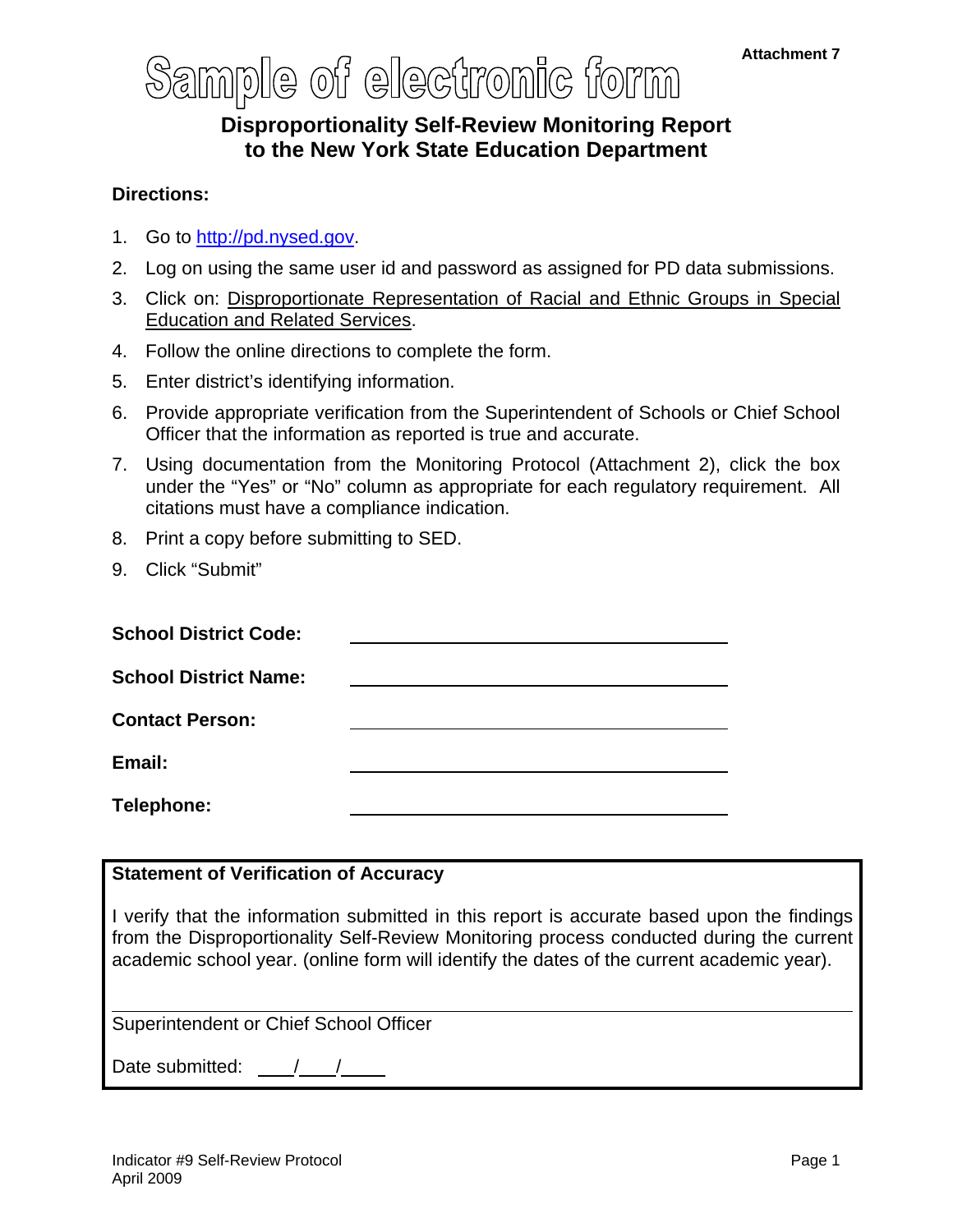Attachment 7

# Sample of electronic form

## Disproportionality Self-Review Monitoring Report to the New York State Education Department

**Directions:**

1. Go to http://pd.nysed.gov.
2. Log on using the same user id and password as assigned for PD data submissions.
3. Click on: Disproportionate Representation of Racial and Ethnic Groups in Special Education and Related Services.
4. Follow the online directions to complete the form.
5. Enter district's identifying information.
6. Provide appropriate verification from the Superintendent of Schools or Chief School Officer that the information as reported is true and accurate.
7. Using documentation from the Monitoring Protocol (Attachment 2), click the box under the "Yes" or "No" column as appropriate for each regulatory requirement. All citations must have a compliance indication.
8. Print a copy before submitting to SED.
9. Click "Submit"

**School District Code:** ______________________________

**School District Name:** ______________________________

**Contact Person:** ______________________________

**Email:** ______________________________

**Telephone:** ______________________________

**Statement of Verification of Accuracy**

I verify that the information submitted in this report is accurate based upon the findings from the Disproportionality Self-Review Monitoring process conducted during the current academic school year. (online form will identify the dates of the current academic year).

______________________________

Superintendent or Chief School Officer

Date submitted: \_\_\_/\_\_\_/\_\_\_\_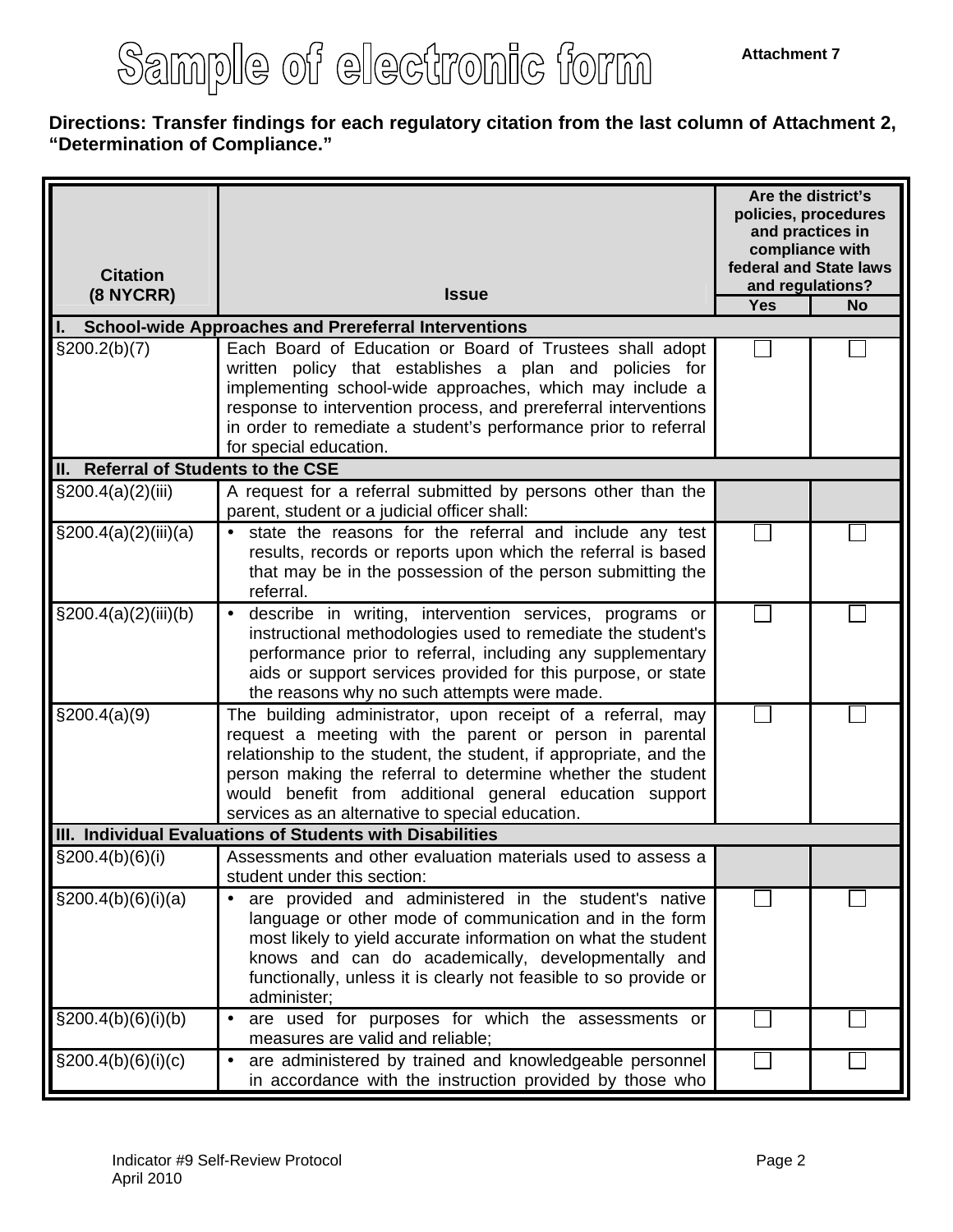# Sample of electronic form

**Attachment 7**

**Directions: Transfer findings for each regulatory citation from the last column of Attachment 2, "Determination of Compliance."**

| Citation (8 NYCRR) | Issue | Are the district's policies, procedures and practices in compliance with federal and State laws and regulations? | |
|---|---|---|---|
| | | Yes | No |
| **I. School-wide Approaches and Prereferral Interventions** | | | |
| §200.2(b)(7) | Each Board of Education or Board of Trustees shall adopt written policy that establishes a plan and policies for implementing school-wide approaches, which may include a response to intervention process, and prereferral interventions in order to remediate a student's performance prior to referral for special education. | ☐ | ☐ |
| **II. Referral of Students to the CSE** | | | |
| §200.4(a)(2)(iii) | A request for a referral submitted by persons other than the parent, student or a judicial officer shall: | | |
| §200.4(a)(2)(iii)(a) | • state the reasons for the referral and include any test results, records or reports upon which the referral is based that may be in the possession of the person submitting the referral. | ☐ | ☐ |
| §200.4(a)(2)(iii)(b) | • describe in writing, intervention services, programs or instructional methodologies used to remediate the student's performance prior to referral, including any supplementary aids or support services provided for this purpose, or state the reasons why no such attempts were made. | ☐ | ☐ |
| §200.4(a)(9) | The building administrator, upon receipt of a referral, may request a meeting with the parent or person in parental relationship to the student, the student, if appropriate, and the person making the referral to determine whether the student would benefit from additional general education support services as an alternative to special education. | ☐ | ☐ |
| **III. Individual Evaluations of Students with Disabilities** | | | |
| §200.4(b)(6)(i) | Assessments and other evaluation materials used to assess a student under this section: | | |
| §200.4(b)(6)(i)(a) | • are provided and administered in the student's native language or other mode of communication and in the form most likely to yield accurate information on what the student knows and can do academically, developmentally and functionally, unless it is clearly not feasible to so provide or administer; | ☐ | ☐ |
| §200.4(b)(6)(i)(b) | • are used for purposes for which the assessments or measures are valid and reliable; | ☐ | ☐ |
| §200.4(b)(6)(i)(c) | • are administered by trained and knowledgeable personnel in accordance with the instruction provided by those who | ☐ | ☐ |

Indicator #9 Self-Review Protocol
April 2010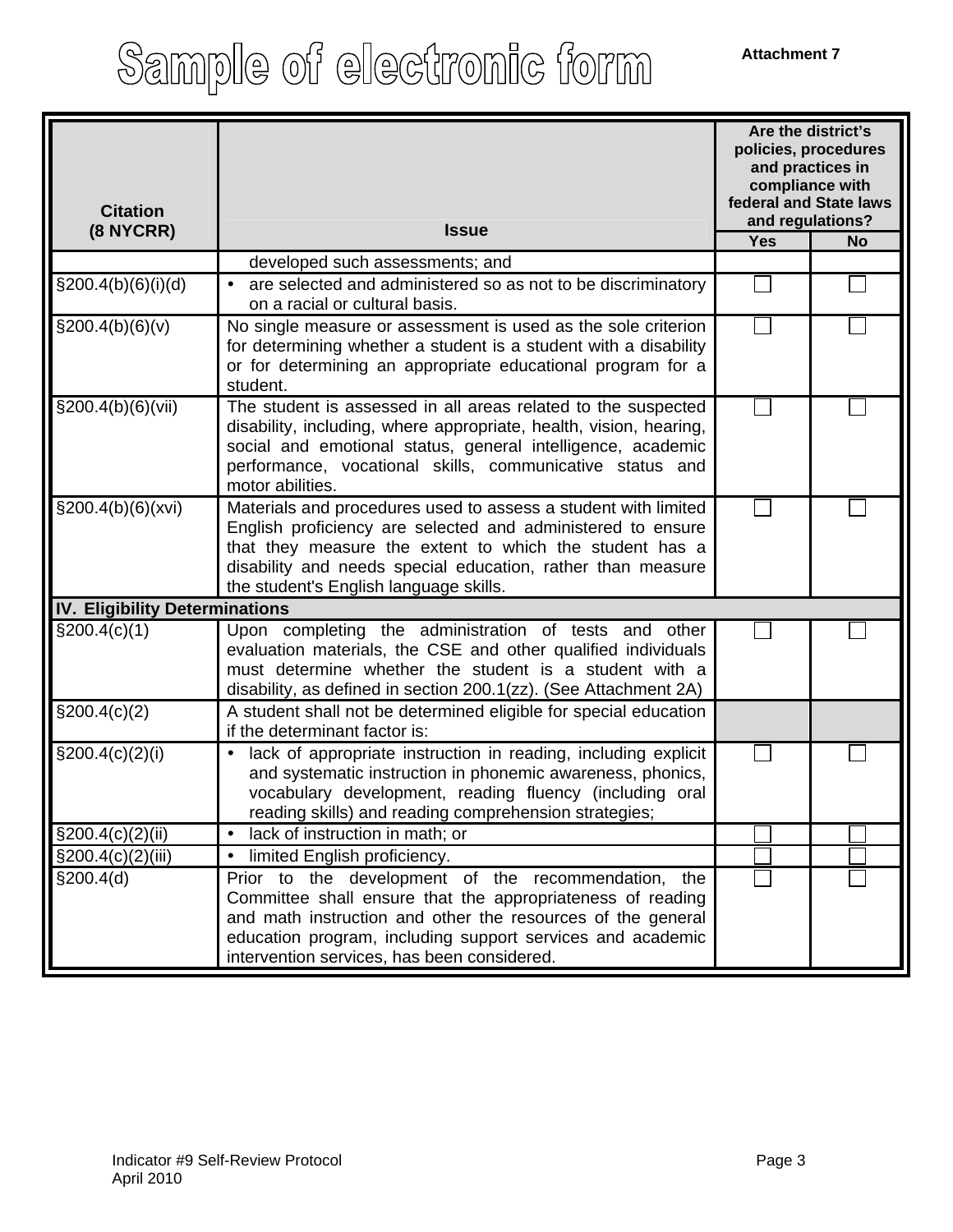# Sample of electronic form

**Attachment 7**

| Citation (8 NYCRR) | Issue | Are the district's policies, procedures and practices in compliance with federal and State laws and regulations? | |
|---|---|---|---|
| | | **Yes** | **No** |
| | developed such assessments; and | | |
| §200.4(b)(6)(i)(d) | • are selected and administered so as not to be discriminatory on a racial or cultural basis. | ☐ | ☐ |
| §200.4(b)(6)(v) | No single measure or assessment is used as the sole criterion for determining whether a student is a student with a disability or for determining an appropriate educational program for a student. | ☐ | ☐ |
| §200.4(b)(6)(vii) | The student is assessed in all areas related to the suspected disability, including, where appropriate, health, vision, hearing, social and emotional status, general intelligence, academic performance, vocational skills, communicative status and motor abilities. | ☐ | ☐ |
| §200.4(b)(6)(xvi) | Materials and procedures used to assess a student with limited English proficiency are selected and administered to ensure that they measure the extent to which the student has a disability and needs special education, rather than measure the student's English language skills. | ☐ | ☐ |
| **IV. Eligibility Determinations** | | | |
| §200.4(c)(1) | Upon completing the administration of tests and other evaluation materials, the CSE and other qualified individuals must determine whether the student is a student with a disability, as defined in section 200.1(zz). (See Attachment 2A) | ☐ | ☐ |
| §200.4(c)(2) | A student shall not be determined eligible for special education if the determinant factor is: | | |
| §200.4(c)(2)(i) | • lack of appropriate instruction in reading, including explicit and systematic instruction in phonemic awareness, phonics, vocabulary development, reading fluency (including oral reading skills) and reading comprehension strategies; | ☐ | ☐ |
| §200.4(c)(2)(ii) | • lack of instruction in math; or | ☐ | ☐ |
| §200.4(c)(2)(iii) | • limited English proficiency. | ☐ | ☐ |
| §200.4(d) | Prior to the development of the recommendation, the Committee shall ensure that the appropriateness of reading and math instruction and other the resources of the general education program, including support services and academic intervention services, has been considered. | ☐ | ☐ |